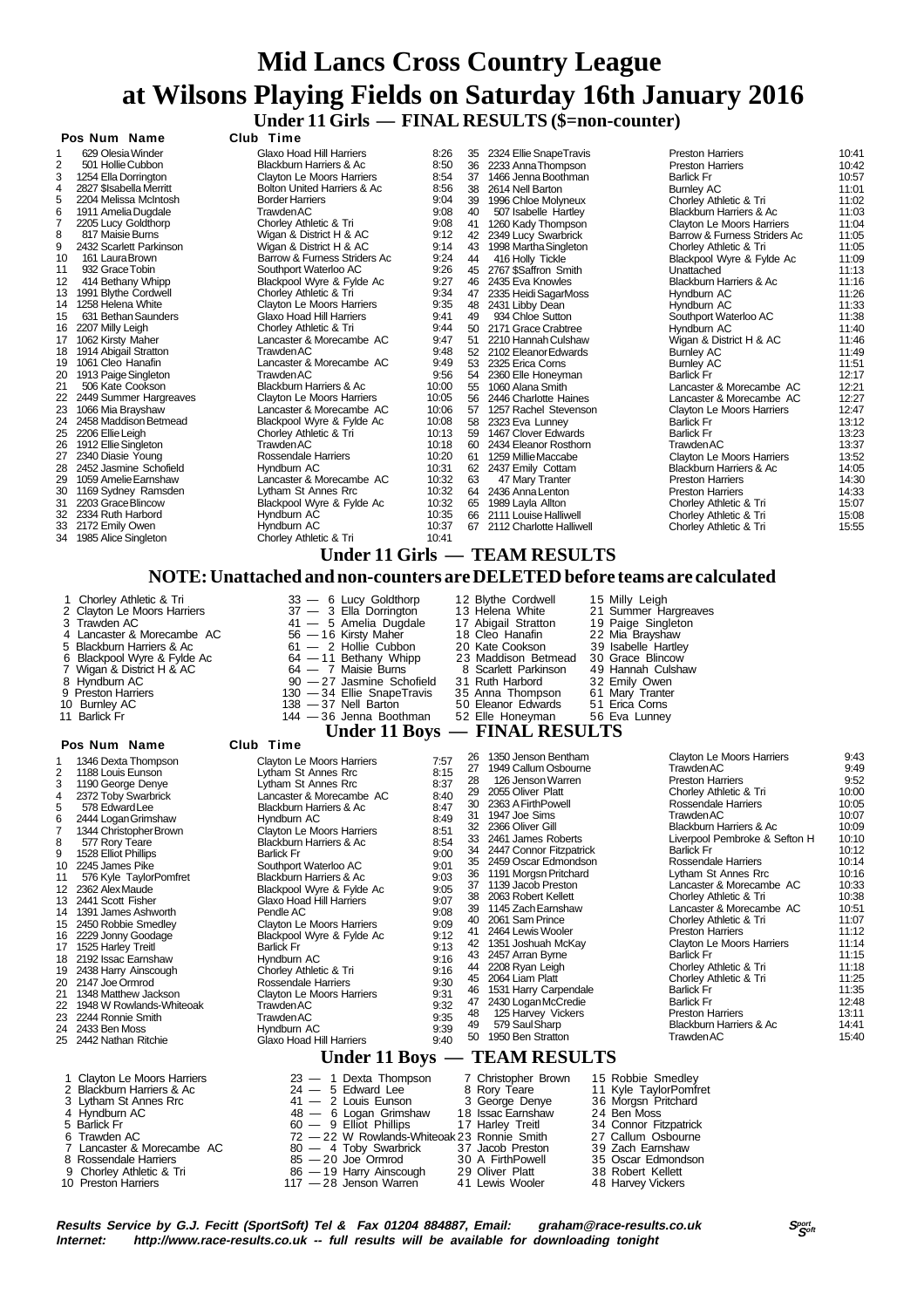# Mid Lancs Cross Country League
# at Wilsons Playing Fields on Saturday 16th January 2016

## Under 11 Girls — FINAL RESULTS ($=non-counter)

| Pos | Num | Name | Club | Time |
|---|---|---|---|---|
| 1 | 629 | Olesia Winder | Glaxo Hoad Hill Harriers | 8:26 |
| 2 | 501 | Hollie Cubbon | Blackburn Harriers & Ac | 8:50 |
| 3 | 1254 | Ella Dorrington | Clayton Le Moors Harriers | 8:54 |
| 4 | 2827 | $Isabella Merritt | Bolton United Harriers & Ac | 8:56 |
| 5 | 2204 | Melissa McIntosh | Border Harriers | 9:04 |
| 6 | 1911 | Amelia Dugdale | Trawden AC | 9:08 |
| 7 | 2205 | Lucy Goldthorp | Chorley Athletic & Tri | 9:08 |
| 8 | 817 | Maisie Burns | Wigan & District H & AC | 9:12 |
| 9 | 2432 | Scarlett Parkinson | Wigan & District H & AC | 9:14 |
| 10 | 161 | Laura Brown | Barrow & Furness Striders Ac | 9:24 |
| 11 | 932 | Grace Tobin | Southport Waterloo AC | 9:26 |
| 12 | 414 | Bethany Whipp | Blackpool Wyre & Fylde Ac | 9:27 |
| 13 | 1991 | Blythe Cordwell | Chorley Athletic & Tri | 9:34 |
| 14 | 1258 | Helena White | Clayton Le Moors Harriers | 9:35 |
| 15 | 631 | Bethan Saunders | Glaxo Hoad Hill Harriers | 9:41 |
| 16 | 2207 | Milly Leigh | Chorley Athletic & Tri | 9:44 |
| 17 | 1062 | Kirsty Maher | Lancaster & Morecambe AC | 9:47 |
| 18 | 1914 | Abigail Stratton | Trawden AC | 9:48 |
| 19 | 1061 | Cleo Hanafin | Lancaster & Morecambe AC | 9:49 |
| 20 | 1913 | Paige Singleton | Trawden AC | 9:56 |
| 21 | 506 | Kate Cookson | Blackburn Harriers & Ac | 10:00 |
| 22 | 2449 | Summer Hargreaves | Clayton Le Moors Harriers | 10:05 |
| 23 | 1066 | Mia Brayshaw | Lancaster & Morecambe AC | 10:06 |
| 24 | 2458 | Maddison Betmead | Blackpool Wyre & Fylde Ac | 10:08 |
| 25 | 2206 | Ellie Leigh | Chorley Athletic & Tri | 10:13 |
| 26 | 1912 | Ellie Singleton | Trawden AC | 10:18 |
| 27 | 2340 | Diasie Young | Rossendale Harriers | 10:20 |
| 28 | 2452 | Jasmine Schofield | Hyndburn AC | 10:31 |
| 29 | 1059 | Amelie Earnshaw | Lancaster & Morecambe AC | 10:32 |
| 30 | 1169 | Sydney Ramsden | Lytham St Annes Rrc | 10:32 |
| 31 | 2203 | Grace Blincow | Blackpool Wyre & Fylde Ac | 10:32 |
| 32 | 2334 | Ruth Harbord | Hyndburn AC | 10:35 |
| 33 | 2172 | Emily Owen | Hyndburn AC | 10:37 |
| 34 | 1985 | Alice Singleton | Chorley Athletic & Tri | 10:41 |
| 35 | 2324 | Ellie SnapeTravis | Preston Harriers | 10:41 |
| 36 | 2233 | Anna Thompson | Preston Harriers | 10:42 |
| 37 | 1466 | Jenna Boothman | Barlick Fr | 10:57 |
| 38 | 2614 | Nell Barton | Burnley AC | 11:01 |
| 39 | 1996 | Chloe Molyneux | Chorley Athletic & Tri | 11:02 |
| 40 | 507 | Isabelle Hartley | Blackburn Harriers & Ac | 11:03 |
| 41 | 1260 | Kady Thompson | Clayton Le Moors Harriers | 11:04 |
| 42 | 2349 | Lucy Swarbrick | Barrow & Furness Striders Ac | 11:05 |
| 43 | 1998 | Martha Singleton | Chorley Athletic & Tri | 11:05 |
| 44 | 416 | Holly Tickle | Blackpool Wyre & Fylde Ac | 11:09 |
| 45 | 2767 | $Saffron Smith | Unattached | 11:13 |
| 46 | 2435 | Eva Knowles | Blackburn Harriers & Ac | 11:16 |
| 47 | 2335 | Heidi SagarMoss | Hyndburn AC | 11:26 |
| 48 | 2431 | Libby Dean | Hyndburn AC | 11:33 |
| 49 | 934 | Chloe Sutton | Southport Waterloo AC | 11:38 |
| 50 | 2171 | Grace Crabtree | Hyndburn AC | 11:40 |
| 51 | 2210 | Hannah Culshaw | Wigan & District H & AC | 11:46 |
| 52 | 2102 | Eleanor Edwards | Burnley AC | 11:49 |
| 53 | 2325 | Erica Corns | Burnley AC | 11:51 |
| 54 | 2360 | Elle Honeyman | Barlick Fr | 12:17 |
| 55 | 1060 | Alana Smith | Lancaster & Morecambe AC | 12:21 |
| 56 | 2446 | Charlotte Haines | Lancaster & Morecambe AC | 12:27 |
| 57 | 1257 | Rachel Stevenson | Clayton Le Moors Harriers | 12:47 |
| 58 | 2323 | Eva Lunney | Barlick Fr | 13:12 |
| 59 | 1467 | Clover Edwards | Barlick Fr | 13:23 |
| 60 | 2434 | Eleanor Rosthorn | Trawden AC | 13:37 |
| 61 | 1259 | Millie Maccabe | Clayton Le Moors Harriers | 13:52 |
| 62 | 2437 | Emily Cottam | Blackburn Harriers & Ac | 14:05 |
| 63 | 47 | Mary Tranter | Preston Harriers | 14:30 |
| 64 | 2436 | Anna Lenton | Preston Harriers | 14:33 |
| 65 | 1989 | Layla Allton | Chorley Athletic & Tri | 15:07 |
| 66 | 2111 | Louise Halliwell | Chorley Athletic & Tri | 15:08 |
| 67 | 2112 | Charlotte Halliwell | Chorley Athletic & Tri | 15:55 |

## Under 11 Girls — TEAM RESULTS

### NOTE: Unattached and non-counters are DELETED before teams are calculated

| Pos | Team | Points | 1st | 2nd | 3rd | 4th |
|---|---|---|---|---|---|---|
| 1 | Chorley Athletic & Tri | 33 | 6 Lucy Goldthorp | 12 Blythe Cordwell | 15 Milly Leigh | |
| 2 | Clayton Le Moors Harriers | 37 | 3 Ella Dorrington | 13 Helena White | 21 Summer Hargreaves | |
| 3 | Trawden AC | 41 | 5 Amelia Dugdale | 17 Abigail Stratton | 19 Paige Singleton | |
| 4 | Lancaster & Morecambe AC | 56 | 16 Kirsty Maher | 18 Cleo Hanafin | 22 Mia Brayshaw | |
| 5 | Blackburn Harriers & Ac | 61 | 2 Hollie Cubbon | 20 Kate Cookson | 39 Isabelle Hartley | |
| 6 | Blackpool Wyre & Fylde Ac | 64 | 11 Bethany Whipp | 23 Maddison Betmead | 30 Grace Blincow | |
| 7 | Wigan & District H & AC | 64 | 7 Maisie Burns | 8 Scarlett Parkinson | 49 Hannah Culshaw | |
| 8 | Hyndburn AC | 90 | 27 Jasmine Schofield | 31 Ruth Harbord | 32 Emily Owen | |
| 9 | Preston Harriers | 130 | 34 Ellie SnapeTravis | 35 Anna Thompson | 61 Mary Tranter | |
| 10 | Burnley AC | 138 | 37 Nell Barton | 50 Eleanor Edwards | 51 Erica Corns | |
| 11 | Barlick Fr | 144 | 36 Jenna Boothman | 52 Elle Honeyman | 56 Eva Lunney | |

## Under 11 Boys — FINAL RESULTS

| Pos | Num | Name | Club | Time |
|---|---|---|---|---|
| 1 | 1346 | Dexta Thompson | Clayton Le Moors Harriers | 7:57 |
| 2 | 1188 | Louis Eunson | Lytham St Annes Rrc | 8:15 |
| 3 | 1190 | George Denye | Lytham St Annes Rrc | 8:37 |
| 4 | 2372 | Toby Swarbrick | Lancaster & Morecambe AC | 8:40 |
| 5 | 578 | Edward Lee | Blackburn Harriers & Ac | 8:47 |
| 6 | 2444 | Logan Grimshaw | Hyndburn AC | 8:49 |
| 7 | 1344 | Christopher Brown | Clayton Le Moors Harriers | 8:51 |
| 8 | 577 | Rory Teare | Blackburn Harriers & Ac | 8:54 |
| 9 | 1528 | Elliot Phillips | Barlick Fr | 9:00 |
| 10 | 2245 | James Pike | Southport Waterloo AC | 9:01 |
| 11 | 576 | Kyle TaylorPomfret | Blackburn Harriers & Ac | 9:03 |
| 12 | 2362 | Alex Maude | Blackpool Wyre & Fylde Ac | 9:05 |
| 13 | 2441 | Scott Fisher | Glaxo Hoad Hill Harriers | 9:07 |
| 14 | 1391 | James Ashworth | Pendle AC | 9:08 |
| 15 | 2450 | Robbie Smedley | Clayton Le Moors Harriers | 9:09 |
| 16 | 2229 | Jonny Goodage | Blackpool Wyre & Fylde Ac | 9:12 |
| 17 | 1525 | Harley Treitl | Barlick Fr | 9:13 |
| 18 | 2192 | Issac Earnshaw | Hyndburn AC | 9:16 |
| 19 | 2438 | Harry Ainscough | Chorley Athletic & Tri | 9:16 |
| 20 | 2147 | Joe Ormrod | Rossendale Harriers | 9:30 |
| 21 | 1348 | Matthew Jackson | Clayton Le Moors Harriers | 9:31 |
| 22 | 1948 | W Rowlands-Whiteoak | Trawden AC | 9:32 |
| 23 | 2244 | Ronnie Smith | Trawden AC | 9:35 |
| 24 | 2433 | Ben Moss | Hyndburn AC | 9:39 |
| 25 | 2442 | Nathan Ritchie | Glaxo Hoad Hill Harriers | 9:40 |
| 26 | 1350 | Jenson Bentham | Clayton Le Moors Harriers | 9:43 |
| 27 | 1949 | Callum Osbourne | Trawden AC | 9:49 |
| 28 | 126 | Jenson Warren | Preston Harriers | 9:52 |
| 29 | 2055 | Oliver Platt | Chorley Athletic & Tri | 10:00 |
| 30 | 2363 | A FirthPowell | Rossendale Harriers | 10:05 |
| 31 | 1947 | Joe Sims | Trawden AC | 10:07 |
| 32 | 2366 | Oliver Gill | Blackburn Harriers & Ac | 10:09 |
| 33 | 2461 | James Roberts | Liverpool Pembroke & Sefton H | 10:10 |
| 34 | 2447 | Connor Fitzpatrick | Barlick Fr | 10:12 |
| 35 | 2459 | Oscar Edmondson | Rossendale Harriers | 10:14 |
| 36 | 1191 | Morgsn Pritchard | Lytham St Annes Rrc | 10:16 |
| 37 | 1139 | Jacob Preston | Lancaster & Morecambe AC | 10:33 |
| 38 | 2063 | Robert Kellett | Chorley Athletic & Tri | 10:38 |
| 39 | 1145 | Zach Earnshaw | Lancaster & Morecambe AC | 10:51 |
| 40 | 2061 | Sam Prince | Chorley Athletic & Tri | 11:07 |
| 41 | 2464 | Lewis Wooler | Preston Harriers | 11:12 |
| 42 | 1351 | Joshuah McKay | Clayton Le Moors Harriers | 11:14 |
| 43 | 2457 | Arran Byrne | Barlick Fr | 11:15 |
| 44 | 2208 | Ryan Leigh | Chorley Athletic & Tri | 11:18 |
| 45 | 2064 | Liam Platt | Chorley Athletic & Tri | 11:25 |
| 46 | 1531 | Harry Carpendale | Barlick Fr | 11:35 |
| 47 | 2430 | Logan McCredie | Barlick Fr | 12:48 |
| 48 | 125 | Harvey Vickers | Preston Harriers | 13:11 |
| 49 | 579 | Saul Sharp | Blackburn Harriers & Ac | 14:41 |
| 50 | 1950 | Ben Stratton | Trawden AC | 15:40 |

## Under 11 Boys — TEAM RESULTS

| Pos | Team | Points | 1st | 2nd | 3rd |
|---|---|---|---|---|---|
| 1 | Clayton Le Moors Harriers | 23 | 1 Dexta Thompson | 7 Christopher Brown | 15 Robbie Smedley |
| 2 | Blackburn Harriers & Ac | 24 | 5 Edward Lee | 8 Rory Teare | 11 Kyle TaylorPomfret |
| 3 | Lytham St Annes Rrc | 41 | 2 Louis Eunson | 3 George Denye | 36 Morgsn Pritchard |
| 4 | Hyndburn AC | 48 | 6 Logan Grimshaw | 18 Issac Earnshaw | 24 Ben Moss |
| 5 | Barlick Fr | 60 | 9 Elliot Phillips | 17 Harley Treitl | 34 Connor Fitzpatrick |
| 6 | Trawden AC | 72 | 22 W Rowlands-Whiteoak | 23 Ronnie Smith | 27 Callum Osbourne |
| 7 | Lancaster & Morecambe AC | 80 | 4 Toby Swarbrick | 37 Jacob Preston | 39 Zach Earnshaw |
| 8 | Rossendale Harriers | 85 | 20 Joe Ormrod | 30 A FirthPowell | 35 Oscar Edmondson |
| 9 | Chorley Athletic & Tri | 86 | 19 Harry Ainscough | 29 Oliver Platt | 38 Robert Kellett |
| 10 | Preston Harriers | 117 | 28 Jenson Warren | 41 Lewis Wooler | 48 Harvey Vickers |

*Results Service by G.J. Fecitt (SportSoft) Tel & Fax 01204 884887, Email: graham@race-results.co.uk*
*Internet: http://www.race-results.co.uk -- full results will be available for downloading tonight*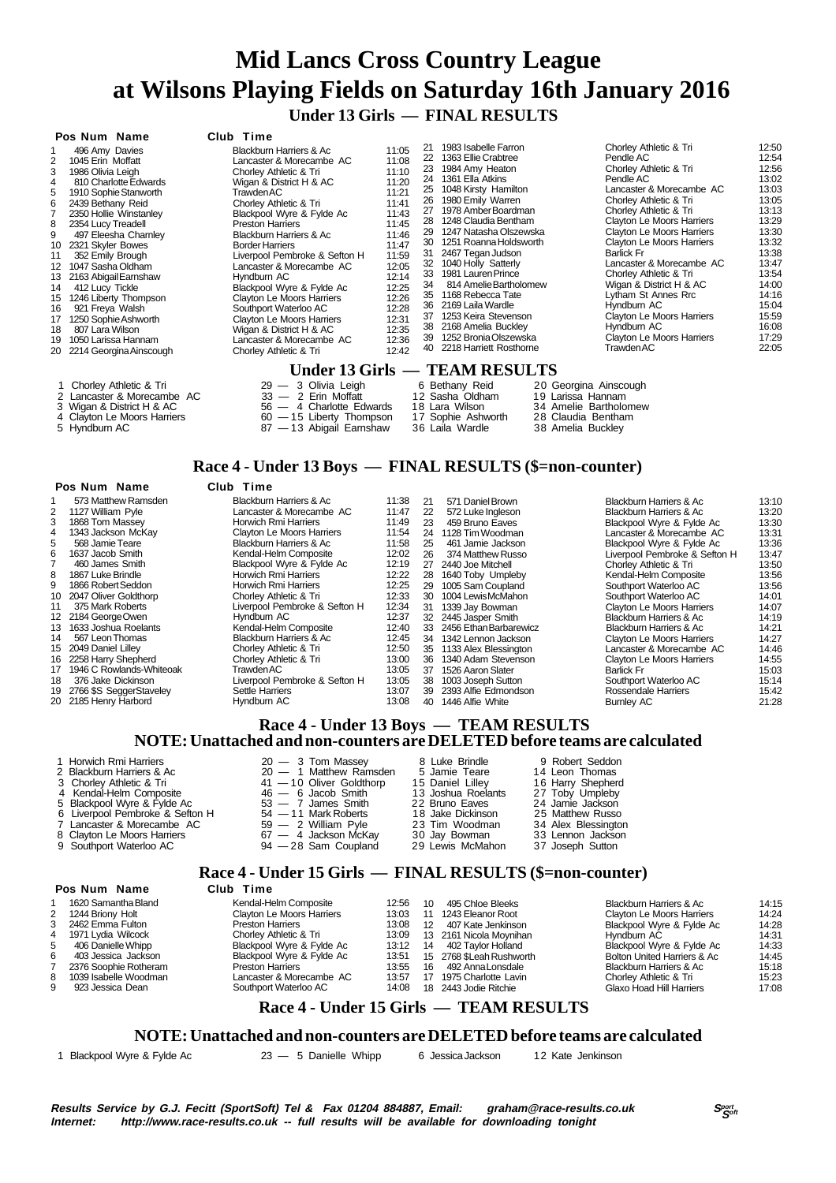# Mid Lancs Cross Country League at Wilsons Playing Fields on Saturday 16th January 2016

## Under 13 Girls — FINAL RESULTS

| Pos | Num | Name | Club | Time |
|---|---|---|---|---|
| 1 | 496 | Amy Davies | Blackburn Harriers & Ac | 11:05 |
| 2 | 1045 | Erin Moffatt | Lancaster & Morecambe AC | 11:08 |
| 3 | 1986 | Olivia Leigh | Chorley Athletic & Tri | 11:10 |
| 4 | 810 | Charlotte Edwards | Wigan & District H & AC | 11:20 |
| 5 | 1910 | Sophie Stanworth | Trawden AC | 11:21 |
| 6 | 2439 | Bethany Reid | Chorley Athletic & Tri | 11:41 |
| 7 | 2350 | Hollie Winstanley | Blackpool Wyre & Fylde Ac | 11:43 |
| 8 | 2354 | Lucy Treadell | Preston Harriers | 11:45 |
| 9 | 497 | Eleesha Charnley | Blackburn Harriers & Ac | 11:46 |
| 10 | 2321 | Skyler Bowes | Border Harriers | 11:47 |
| 11 | 352 | Emily Brough | Liverpool Pembroke & Sefton H | 11:59 |
| 12 | 1047 | Sasha Oldham | Lancaster & Morecambe AC | 12:05 |
| 13 | 2163 | Abigail Earnshaw | Hyndburn AC | 12:14 |
| 14 | 412 | Lucy Tickle | Blackpool Wyre & Fylde Ac | 12:25 |
| 15 | 1246 | Liberty Thompson | Clayton Le Moors Harriers | 12:26 |
| 16 | 921 | Freya Walsh | Southport Waterloo AC | 12:28 |
| 17 | 1250 | Sophie Ashworth | Clayton Le Moors Harriers | 12:31 |
| 18 | 807 | Lara Wilson | Wigan & District H & AC | 12:35 |
| 19 | 1050 | Larissa Hannam | Lancaster & Morecambe AC | 12:36 |
| 20 | 2214 | Georgina Ainscough | Chorley Athletic & Tri | 12:42 |
| 21 | 1983 | Isabelle Farron | Chorley Athletic & Tri | 12:50 |
| 22 | 1363 | Ellie Crabtree | Pendle AC | 12:54 |
| 23 | 1984 | Amy Heaton | Chorley Athletic & Tri | 12:56 |
| 24 | 1361 | Ella Atkins | Pendle AC | 13:02 |
| 25 | 1048 | Kirsty Hamilton | Lancaster & Morecambe AC | 13:03 |
| 26 | 1980 | Emily Warren | Chorley Athletic & Tri | 13:05 |
| 27 | 1978 | Amber Boardman | Chorley Athletic & Tri | 13:13 |
| 28 | 1248 | Claudia Bentham | Clayton Le Moors Harriers | 13:29 |
| 29 | 1247 | Natasha Olszewska | Clayton Le Moors Harriers | 13:30 |
| 30 | 1251 | Roanna Holdsworth | Clayton Le Moors Harriers | 13:32 |
| 31 | 2467 | Tegan Judson | Barlick Fr | 13:38 |
| 32 | 1040 | Holly Satterly | Lancaster & Morecambe AC | 13:47 |
| 33 | 1981 | Lauren Prince | Chorley Athletic & Tri | 13:54 |
| 34 | 814 | Amelie Bartholomew | Wigan & District H & AC | 14:00 |
| 35 | 1168 | Rebecca Tate | Lytham St Annes Rrc | 14:16 |
| 36 | 2169 | Laila Wardle | Hyndburn AC | 15:04 |
| 37 | 1253 | Keira Stevenson | Clayton Le Moors Harriers | 15:59 |
| 38 | 2168 | Amelia Buckley | Hyndburn AC | 16:08 |
| 39 | 1252 | Bronia Olszewska | Clayton Le Moors Harriers | 17:29 |
| 40 | 2218 | Harriett Rosthorne | Trawden AC | 22:05 |

## Under 13 Girls — TEAM RESULTS

| Pos | Club | Points | Runner 1 | Runner 2 | Runner 3 | Runner 4 |
|---|---|---|---|---|---|---|
| 1 | Chorley Athletic & Tri | 29 | 3 Olivia Leigh | 6 Bethany Reid | 20 Georgina Ainscough | |
| 2 | Lancaster & Morecambe AC | 33 | 2 Erin Moffatt | 12 Sasha Oldham | 19 Larissa Hannam | |
| 3 | Wigan & District H & AC | 56 | 4 Charlotte Edwards | 18 Lara Wilson | 34 Amelie Bartholomew | |
| 4 | Clayton Le Moors Harriers | 60 | 15 Liberty Thompson | 17 Sophie Ashworth | 28 Claudia Bentham | |
| 5 | Hyndburn AC | 87 | 13 Abigail Earnshaw | 36 Laila Wardle | 38 Amelia Buckley | |

## Race 4 - Under 13 Boys — FINAL RESULTS ($=non-counter)

| Pos | Num | Name | Club | Time |
|---|---|---|---|---|
| 1 | 573 | Matthew Ramsden | Blackburn Harriers & Ac | 11:38 |
| 2 | 1127 | William Pyle | Lancaster & Morecambe AC | 11:47 |
| 3 | 1868 | Tom Massey | Horwich Rmi Harriers | 11:49 |
| 4 | 1343 | Jackson McKay | Clayton Le Moors Harriers | 11:54 |
| 5 | 568 | Jamie Teare | Blackburn Harriers & Ac | 11:58 |
| 6 | 1637 | Jacob Smith | Kendal-Helm Composite | 12:02 |
| 7 | 460 | James Smith | Blackpool Wyre & Fylde Ac | 12:19 |
| 8 | 1867 | Luke Brindle | Horwich Rmi Harriers | 12:22 |
| 9 | 1866 | Robert Seddon | Horwich Rmi Harriers | 12:25 |
| 10 | 2047 | Oliver Goldthorp | Chorley Athletic & Tri | 12:33 |
| 11 | 375 | Mark Roberts | Liverpool Pembroke & Sefton H | 12:34 |
| 12 | 2184 | George Owen | Hyndburn AC | 12:37 |
| 13 | 1633 | Joshua Roelants | Kendal-Helm Composite | 12:40 |
| 14 | 567 | Leon Thomas | Blackburn Harriers & Ac | 12:45 |
| 15 | 2049 | Daniel Lilley | Chorley Athletic & Tri | 12:50 |
| 16 | 2258 | Harry Shepherd | Chorley Athletic & Tri | 13:00 |
| 17 | 1946 | C Rowlands-Whiteoak | Trawden AC | 13:05 |
| 18 | 376 | Jake Dickinson | Liverpool Pembroke & Sefton H | 13:05 |
| 19 | 2766 | $S Segger Staveley | Settle Harriers | 13:07 |
| 20 | 2185 | Henry Harbord | Hyndburn AC | 13:08 |
| 21 | 571 | Daniel Brown | Blackburn Harriers & Ac | 13:10 |
| 22 | 572 | Luke Ingleson | Blackburn Harriers & Ac | 13:20 |
| 23 | 459 | Bruno Eaves | Blackpool Wyre & Fylde Ac | 13:30 |
| 24 | 1128 | Tim Woodman | Lancaster & Morecambe AC | 13:31 |
| 25 | 461 | Jamie Jackson | Blackpool Wyre & Fylde Ac | 13:36 |
| 26 | 374 | Matthew Russo | Liverpool Pembroke & Sefton H | 13:47 |
| 27 | 2440 | Joe Mitchell | Chorley Athletic & Tri | 13:50 |
| 28 | 1640 | Toby Umpleby | Kendal-Helm Composite | 13:56 |
| 29 | 1005 | Sam Coupland | Southport Waterloo AC | 13:56 |
| 30 | 1004 | Lewis McMahon | Southport Waterloo AC | 14:01 |
| 31 | 1339 | Jay Bowman | Clayton Le Moors Harriers | 14:07 |
| 32 | 2445 | Jasper Smith | Blackburn Harriers & Ac | 14:19 |
| 33 | 2456 | Ethan Barbarewicz | Blackburn Harriers & Ac | 14:21 |
| 34 | 1342 | Lennon Jackson | Clayton Le Moors Harriers | 14:27 |
| 35 | 1133 | Alex Blessington | Lancaster & Morecambe AC | 14:46 |
| 36 | 1340 | Adam Stevenson | Clayton Le Moors Harriers | 14:55 |
| 37 | 1526 | Aaron Slater | Barlick Fr | 15:03 |
| 38 | 1003 | Joseph Sutton | Southport Waterloo AC | 15:14 |
| 39 | 2393 | Alfie Edmondson | Rossendale Harriers | 15:42 |
| 40 | 1446 | Alfie White | Burnley AC | 21:28 |

## Race 4 - Under 13 Boys — TEAM RESULTS

### NOTE: Unattached and non-counters are DELETED before teams are calculated

| Pos | Club | Points | Runner 1 | Runner 2 | Runner 3 | Runner 4 |
|---|---|---|---|---|---|---|
| 1 | Horwich Rmi Harriers | 20 | 3 Tom Massey | 8 Luke Brindle | 9 Robert Seddon | |
| 2 | Blackburn Harriers & Ac | 20 | 1 Matthew Ramsden | 5 Jamie Teare | 14 Leon Thomas | |
| 3 | Chorley Athletic & Tri | 41 | 10 Oliver Goldthorp | 15 Daniel Lilley | 16 Harry Shepherd | |
| 4 | Kendal-Helm Composite | 46 | 6 Jacob Smith | 13 Joshua Roelants | 27 Toby Umpleby | |
| 5 | Blackpool Wyre & Fylde Ac | 53 | 7 James Smith | 22 Bruno Eaves | 24 Jamie Jackson | |
| 6 | Liverpool Pembroke & Sefton H | 54 | 11 Mark Roberts | 18 Jake Dickinson | 25 Matthew Russo | |
| 7 | Lancaster & Morecambe AC | 59 | 2 William Pyle | 23 Tim Woodman | 34 Alex Blessington | |
| 8 | Clayton Le Moors Harriers | 67 | 4 Jackson McKay | 30 Jay Bowman | 33 Lennon Jackson | |
| 9 | Southport Waterloo AC | 94 | 28 Sam Coupland | 29 Lewis McMahon | 37 Joseph Sutton | |

## Race 4 - Under 15 Girls — FINAL RESULTS ($=non-counter)

| Pos | Num | Name | Club | Time |
|---|---|---|---|---|
| 1 | 1620 | Samantha Bland | Kendal-Helm Composite | 12:56 |
| 2 | 1244 | Briony Holt | Clayton Le Moors Harriers | 13:03 |
| 3 | 2462 | Emma Fulton | Preston Harriers | 13:08 |
| 4 | 1971 | Lydia Wilcock | Chorley Athletic & Tri | 13:09 |
| 5 | 406 | Danielle Whipp | Blackpool Wyre & Fylde Ac | 13:12 |
| 6 | 403 | Jessica Jackson | Blackpool Wyre & Fylde Ac | 13:51 |
| 7 | 2376 | Soophie Rotheram | Preston Harriers | 13:55 |
| 8 | 1039 | Isabelle Woodman | Lancaster & Morecambe AC | 13:57 |
| 9 | 923 | Jessica Dean | Southport Waterloo AC | 14:08 |
| 10 | 495 | Chloe Bleeks | Blackburn Harriers & Ac | 14:15 |
| 11 | 1243 | Eleanor Root | Clayton Le Moors Harriers | 14:24 |
| 12 | 407 | Kate Jenkinson | Blackpool Wyre & Fylde Ac | 14:28 |
| 13 | 2161 | Nicola Moynihan | Hyndburn AC | 14:31 |
| 14 | 402 | Taylor Holland | Blackpool Wyre & Fylde Ac | 14:33 |
| 15 | 2768 | $Leah Rushworth | Bolton United Harriers & Ac | 14:45 |
| 16 | 492 | Anna Lonsdale | Blackburn Harriers & Ac | 15:18 |
| 17 | 1975 | Charlotte Lavin | Chorley Athletic & Tri | 15:23 |
| 18 | 2443 | Jodie Ritchie | Glaxo Hoad Hill Harriers | 17:08 |

## Race 4 - Under 15 Girls — TEAM RESULTS

### NOTE: Unattached and non-counters are DELETED before teams are calculated

| Pos | Club | Points | Runner 1 | Runner 2 | Runner 3 |
|---|---|---|---|---|---|
| 1 | Blackpool Wyre & Fylde Ac | 23 | 5 Danielle Whipp | 6 Jessica Jackson | 12 Kate Jenkinson |

***Results Service by G.J. Fecitt (SportSoft) Tel & Fax 01204 884887, Email: graham@race-results.co.uk***
***Internet: http://www.race-results.co.uk -- full results will be available for downloading tonight***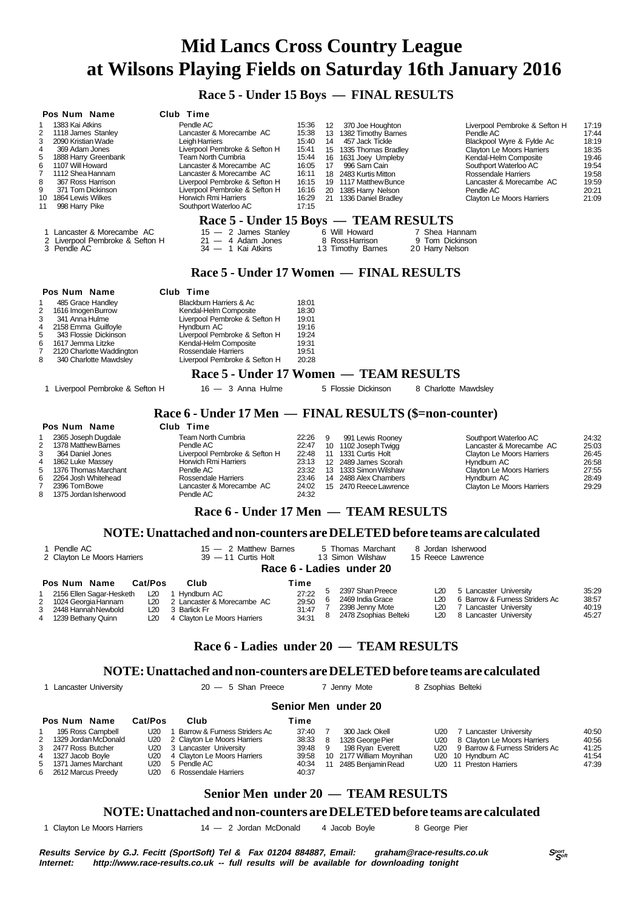# Mid Lancs Cross Country League at Wilsons Playing Fields on Saturday 16th January 2016

## Race 5 - Under 15 Boys — FINAL RESULTS

| Pos | Num | Name | Club | Time |
|---|---|---|---|---|
| 1 | 1383 | Kai Atkins | Pendle AC | 15:36 |
| 2 | 1118 | James Stanley | Lancaster & Morecambe AC | 15:38 |
| 3 | 2090 | Kristian Wade | Leigh Harriers | 15:40 |
| 4 | 369 | Adam Jones | Liverpool Pembroke & Sefton H | 15:41 |
| 5 | 1888 | Harry Greenbank | Team North Cumbria | 15:44 |
| 6 | 1107 | Will Howard | Lancaster & Morecambe AC | 16:05 |
| 7 | 1112 | Shea Hannam | Lancaster & Morecambe AC | 16:11 |
| 8 | 367 | Ross Harrison | Liverpool Pembroke & Sefton H | 16:15 |
| 9 | 371 | Tom Dickinson | Liverpool Pembroke & Sefton H | 16:16 |
| 10 | 1864 | Lewis Wilkes | Horwich Rmi Harriers | 16:29 |
| 11 | 998 | Harry Pike | Southport Waterloo AC | 17:15 |
| 12 | 370 | Joe Houghton | Liverpool Pembroke & Sefton H | 17:19 |
| 13 | 1382 | Timothy Barnes | Pendle AC | 17:44 |
| 14 | 457 | Jack Tickle | Blackpool Wyre & Fylde Ac | 18:19 |
| 15 | 1335 | Thomas Bradley | Clayton Le Moors Harriers | 18:35 |
| 16 | 1631 | Joey Umpleby | Kendal-Helm Composite | 19:46 |
| 17 | 996 | Sam Cain | Southport Waterloo AC | 19:54 |
| 18 | 2483 | Kurtis Mitton | Rossendale Harriers | 19:58 |
| 19 | 1117 | Matthew Bunce | Lancaster & Morecambe AC | 19:59 |
| 20 | 1385 | Harry Nelson | Pendle AC | 20:21 |
| 21 | 1336 | Daniel Bradley | Clayton Le Moors Harriers | 21:09 |

## Race 5 - Under 15 Boys — TEAM RESULTS

1 Lancaster & Morecambe AC — 15 — 2 James Stanley, 6 Will Howard, 7 Shea Hannam
2 Liverpool Pembroke & Sefton H — 21 — 4 Adam Jones, 8 Ross Harrison, 9 Tom Dickinson
3 Pendle AC — 34 — 1 Kai Atkins, 13 Timothy Barnes, 20 Harry Nelson

## Race 5 - Under 17 Women — FINAL RESULTS

| Pos | Num | Name | Club | Time |
|---|---|---|---|---|
| 1 | 485 | Grace Handley | Blackburn Harriers & Ac | 18:01 |
| 2 | 1616 | Imogen Burrow | Kendal-Helm Composite | 18:30 |
| 3 | 341 | Anna Hulme | Liverpool Pembroke & Sefton H | 19:01 |
| 4 | 2158 | Emma Guilfoyle | Hyndburn AC | 19:16 |
| 5 | 343 | Flossie Dickinson | Liverpool Pembroke & Sefton H | 19:24 |
| 6 | 1617 | Jemma Litzke | Kendal-Helm Composite | 19:31 |
| 7 | 2120 | Charlotte Waddington | Rossendale Harriers | 19:51 |
| 8 | 340 | Charlotte Mawdsley | Liverpool Pembroke & Sefton H | 20:28 |

## Race 5 - Under 17 Women — TEAM RESULTS

1 Liverpool Pembroke & Sefton H — 16 — 3 Anna Hulme, 5 Flossie Dickinson, 8 Charlotte Mawdsley

## Race 6 - Under 17 Men — FINAL RESULTS ($=non-counter)

| Pos | Num | Name | Club | Time |
|---|---|---|---|---|
| 1 | 2365 | Joseph Dugdale | Team North Cumbria | 22:26 |
| 2 | 1378 | Matthew Barnes | Pendle AC | 22:47 |
| 3 | 364 | Daniel Jones | Liverpool Pembroke & Sefton H | 22:48 |
| 4 | 1862 | Luke Massey | Horwich Rmi Harriers | 23:13 |
| 5 | 1376 | Thomas Marchant | Pendle AC | 23:32 |
| 6 | 2264 | Josh Whitehead | Rossendale Harriers | 23:46 |
| 7 | 2396 | Tom Bowe | Lancaster & Morecambe AC | 24:02 |
| 8 | 1375 | Jordan Isherwood | Pendle AC | 24:32 |
| 9 | 991 | Lewis Rooney | Southport Waterloo AC | 24:32 |
| 10 | 1102 | Joseph Twigg | Lancaster & Morecambe AC | 25:03 |
| 11 | 1331 | Curtis Holt | Clayton Le Moors Harriers | 26:45 |
| 12 | 2489 | James Scorah | Hyndburn AC | 26:58 |
| 13 | 1333 | Simon Wilshaw | Clayton Le Moors Harriers | 27:55 |
| 14 | 2488 | Alex Chambers | Hyndburn AC | 28:49 |
| 15 | 2470 | Reece Lawrence | Clayton Le Moors Harriers | 29:29 |

## Race 6 - Under 17 Men — TEAM RESULTS

**NOTE: Unattached and non-counters are DELETED before teams are calculated**

1 Pendle AC — 15 — 2 Matthew Barnes, 5 Thomas Marchant, 8 Jordan Isherwood
2 Clayton Le Moors Harriers — 39 — 11 Curtis Holt, 13 Simon Wilshaw, 15 Reece Lawrence

## Race 6 - Ladies under 20

| Pos | Num | Name | Cat/Pos | Club | Time |
|---|---|---|---|---|---|
| 1 | 2156 | Ellen Sagar-Hesketh | L20 1 | Hyndburn AC | 27:22 |
| 2 | 1024 | Georgia Hannam | L20 2 | Lancaster & Morecambe AC | 29:50 |
| 3 | 2448 | Hannah Newbold | L20 3 | Barlick Fr | 31:47 |
| 4 | 1239 | Bethany Quinn | L20 4 | Clayton Le Moors Harriers | 34:31 |
| 5 | 2397 | Shan Preece | L20 5 | Lancaster University | 35:29 |
| 6 | 2469 | India Grace | L20 6 | Barrow & Furness Striders Ac | 38:57 |
| 7 | 2398 | Jenny Mote | L20 7 | Lancaster University | 40:19 |
| 8 | 2478 | Zsophias Belteki | L20 8 | Lancaster University | 45:27 |

## Race 6 - Ladies under 20 — TEAM RESULTS

**NOTE: Unattached and non-counters are DELETED before teams are calculated**

1 Lancaster University — 20 — 5 Shan Preece, 7 Jenny Mote, 8 Zsophias Belteki

## Senior Men under 20

| Pos | Num | Name | Cat/Pos | Club | Time |
|---|---|---|---|---|---|
| 1 | 195 | Ross Campbell | U20 1 | Barrow & Furness Striders Ac | 37:40 |
| 2 | 1329 | Jordan McDonald | U20 2 | Clayton Le Moors Harriers | 38:33 |
| 3 | 2477 | Ross Butcher | U20 3 | Lancaster University | 39:48 |
| 4 | 1327 | Jacob Boyle | U20 4 | Clayton Le Moors Harriers | 39:58 |
| 5 | 1371 | James Marchant | U20 5 | Pendle AC | 40:34 |
| 6 | 2612 | Marcus Preedy | U20 6 | Rossendale Harriers | 40:37 |
| 7 | 300 | Jack Okell | U20 7 | Lancaster University | 40:50 |
| 8 | 1328 | George Pier | U20 8 | Clayton Le Moors Harriers | 40:56 |
| 9 | 198 | Ryan Everett | U20 9 | Barrow & Furness Striders Ac | 41:25 |
| 10 | 2177 | William Moynihan | U20 10 | Hyndburn AC | 41:54 |
| 11 | 2485 | Benjamin Read | U20 11 | Preston Harriers | 47:39 |

## Senior Men under 20 — TEAM RESULTS

**NOTE: Unattached and non-counters are DELETED before teams are calculated**

1 Clayton Le Moors Harriers — 14 — 2 Jordan McDonald, 4 Jacob Boyle, 8 George Pier

***Results Service by G.J. Fecitt (SportSoft) Tel & Fax 01204 884887, Email: graham@race-results.co.uk***
***Internet: http://www.race-results.co.uk -- full results will be available for downloading tonight***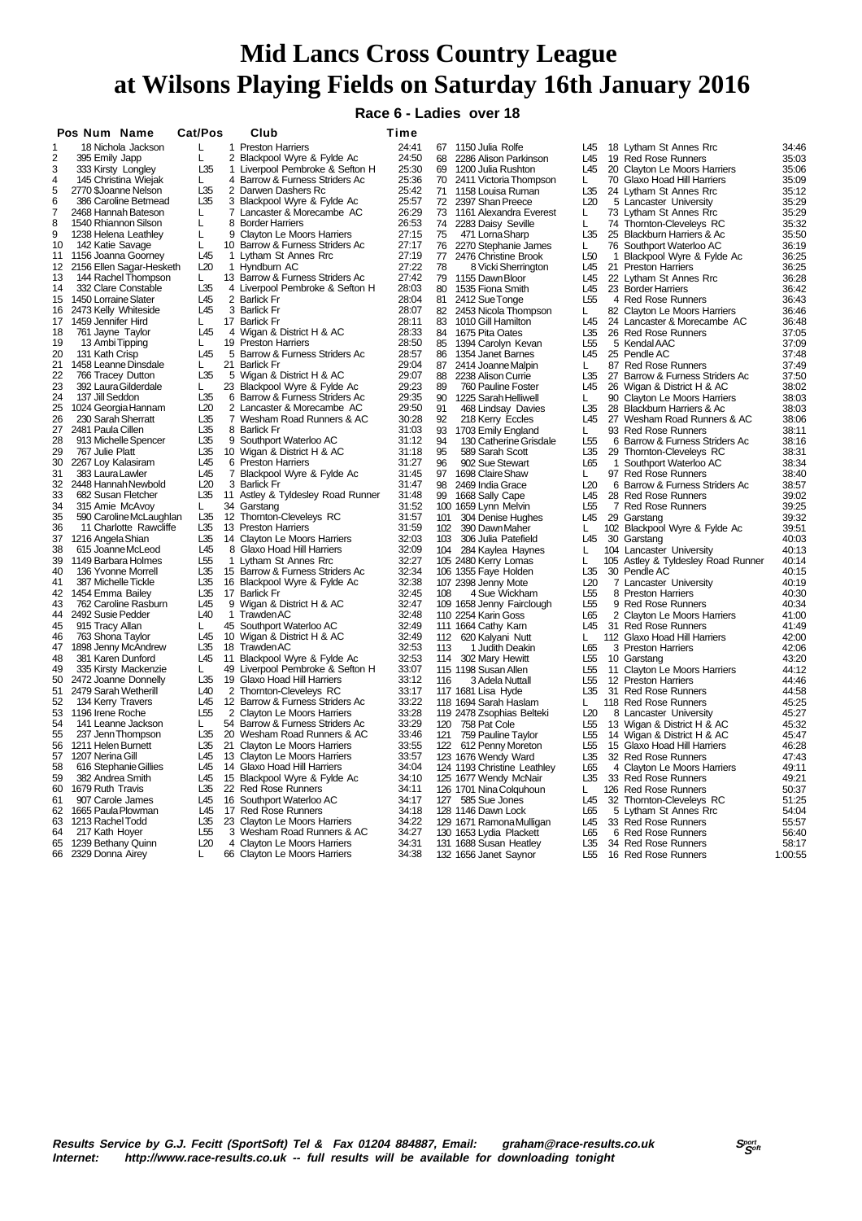# Mid Lancs Cross Country League at Wilsons Playing Fields on Saturday 16th January 2016

## Race 6 - Ladies over 18

| Pos | Num | Name | Cat/Pos | | Club | Time |
|---|---|---|---|---|---|---|
| 1 | 18 | Nichola Jackson | L | 1 | Preston Harriers | 24:41 |
| 2 | 395 | Emily Japp | L | 2 | Blackpool Wyre & Fylde Ac | 24:50 |
| 3 | 333 | Kirsty Longley | L35 | 1 | Liverpool Pembroke & Sefton H | 25:30 |
| 4 | 145 | Christina Wiejak | L | 4 | Barrow & Furness Striders Ac | 25:36 |
| 5 | 2770 | $Joanne Nelson | L35 | 2 | Darwen Dashers Rc | 25:42 |
| 6 | 386 | Caroline Betmead | L35 | 3 | Blackpool Wyre & Fylde Ac | 25:57 |
| 7 | 2468 | Hannah Bateson | L | 7 | Lancaster & Morecambe AC | 26:29 |
| 8 | 1540 | Rhiannon Silson | L | 8 | Border Harriers | 26:53 |
| 9 | 1238 | Helena Leathley | L | 9 | Clayton Le Moors Harriers | 27:15 |
| 10 | 142 | Katie Savage | L | 10 | Barrow & Furness Striders Ac | 27:17 |
| 11 | 1156 | Joanna Goorney | L45 | 1 | Lytham St Annes Rrc | 27:19 |
| 12 | 2156 | Ellen Sagar-Hesketh | L20 | 1 | Hyndburn AC | 27:22 |
| 13 | 144 | Rachel Thompson | L | 13 | Barrow & Furness Striders Ac | 27:42 |
| 14 | 332 | Clare Constable | L35 | 4 | Liverpool Pembroke & Sefton H | 28:03 |
| 15 | 1450 | Lorraine Slater | L45 | 2 | Barlick Fr | 28:04 |
| 16 | 2473 | Kelly Whiteside | L45 | 3 | Barlick Fr | 28:07 |
| 17 | 1459 | Jennifer Hird | L | 17 | Barlick Fr | 28:11 |
| 18 | 761 | Jayne Taylor | L45 | 4 | Wigan & District H & AC | 28:33 |
| 19 | 13 | Ambi Tipping | L | 19 | Preston Harriers | 28:50 |
| 20 | 131 | Kath Crisp | L45 | 5 | Barrow & Furness Striders Ac | 28:57 |
| 21 | 1458 | Leanne Dinsdale | L | 21 | Barlick Fr | 29:04 |
| 22 | 766 | Tracey Dutton | L35 | 5 | Wigan & District H & AC | 29:07 |
| 23 | 392 | Laura Gilderdale | L | 23 | Blackpool Wyre & Fylde Ac | 29:23 |
| 24 | 137 | Jill Seddon | L35 | 6 | Barrow & Furness Striders Ac | 29:35 |
| 25 | 1024 | Georgia Hannam | L20 | 2 | Lancaster & Morecambe AC | 29:50 |
| 26 | 230 | Sarah Sherratt | L35 | 7 | Wesham Road Runners & AC | 30:28 |
| 27 | 2481 | Paula Cillen | L35 | 8 | Barlick Fr | 31:03 |
| 28 | 913 | Michelle Spencer | L35 | 9 | Southport Waterloo AC | 31:12 |
| 29 | 767 | Julie Platt | L35 | 10 | Wigan & District H & AC | 31:18 |
| 30 | 2267 | Loy Kalasiram | L45 | 6 | Preston Harriers | 31:27 |
| 31 | 383 | Laura Lawler | L45 | 7 | Blackpool Wyre & Fylde Ac | 31:45 |
| 32 | 2448 | Hannah Newbold | L20 | 3 | Barlick Fr | 31:47 |
| 33 | 682 | Susan Fletcher | L35 | 11 | Astley & Tyldesley Road Runner | 31:48 |
| 34 | 315 | Amie McAvoy | L | 34 | Garstang | 31:52 |
| 35 | 590 | Caroline McLaughlan | L35 | 12 | Thornton-Cleveleys RC | 31:57 |
| 36 | 11 | Charlotte Rawcliffe | L35 | 13 | Preston Harriers | 31:59 |
| 37 | 1216 | Angela Shian | L35 | 14 | Clayton Le Moors Harriers | 32:03 |
| 38 | 615 | Joanne McLeod | L45 | 8 | Glaxo Hoad Hill Harriers | 32:09 |
| 39 | 1149 | Barbara Holmes | L55 | 1 | Lytham St Annes Rrc | 32:27 |
| 40 | 136 | Yvonne Morrell | L35 | 15 | Barrow & Furness Striders Ac | 32:34 |
| 41 | 387 | Michelle Tickle | L35 | 16 | Blackpool Wyre & Fylde Ac | 32:38 |
| 42 | 1454 | Emma Bailey | L35 | 17 | Barlick Fr | 32:45 |
| 43 | 762 | Caroline Rasburn | L45 | 9 | Wigan & District H & AC | 32:47 |
| 44 | 2492 | Susie Pedder | L40 | 1 | Trawden AC | 32:48 |
| 45 | 915 | Tracy Allan | L | 45 | Southport Waterloo AC | 32:49 |
| 46 | 763 | Shona Taylor | L45 | 10 | Wigan & District H & AC | 32:49 |
| 47 | 1898 | Jenny McAndrew | L35 | 18 | Trawden AC | 32:53 |
| 48 | 381 | Karen Dunford | L45 | 11 | Blackpool Wyre & Fylde Ac | 32:53 |
| 49 | 335 | Kirsty Mackenzie | L | 49 | Liverpool Pembroke & Sefton H | 33:07 |
| 50 | 2472 | Joanne Donnelly | L35 | 19 | Glaxo Hoad Hill Harriers | 33:12 |
| 51 | 2479 | Sarah Wetherill | L40 | 2 | Thornton-Cleveleys RC | 33:17 |
| 52 | 134 | Kerry Travers | L45 | 12 | Barrow & Furness Striders Ac | 33:22 |
| 53 | 1196 | Irene Roche | L55 | 2 | Clayton Le Moors Harriers | 33:28 |
| 54 | 141 | Leanne Jackson | L | 54 | Barrow & Furness Striders Ac | 33:29 |
| 55 | 237 | Jenn Thompson | L35 | 20 | Wesham Road Runners & AC | 33:46 |
| 56 | 1211 | Helen Burnett | L35 | 21 | Clayton Le Moors Harriers | 33:55 |
| 57 | 1207 | Nerina Gill | L45 | 13 | Clayton Le Moors Harriers | 33:57 |
| 58 | 616 | Stephanie Gillies | L45 | 14 | Glaxo Hoad Hill Harriers | 34:04 |
| 59 | 382 | Andrea Smith | L45 | 15 | Blackpool Wyre & Fylde Ac | 34:10 |
| 60 | 1679 | Ruth Travis | L35 | 22 | Red Rose Runners | 34:11 |
| 61 | 907 | Carole James | L45 | 16 | Southport Waterloo AC | 34:17 |
| 62 | 1665 | Paula Plowman | L45 | 17 | Red Rose Runners | 34:18 |
| 63 | 1213 | Rachel Todd | L35 | 23 | Clayton Le Moors Harriers | 34:22 |
| 64 | 217 | Kath Hoyer | L55 | 3 | Wesham Road Runners & AC | 34:27 |
| 65 | 1239 | Bethany Quinn | L20 | 4 | Clayton Le Moors Harriers | 34:31 |
| 66 | 2329 | Donna Airey | L | 66 | Clayton Le Moors Harriers | 34:38 |
| 67 | 1150 | Julia Rolfe | L45 | 18 | Lytham St Annes Rrc | 34:46 |
| 68 | 2286 | Alison Parkinson | L45 | 19 | Red Rose Runners | 35:03 |
| 69 | 1200 | Julia Rushton | L45 | 20 | Clayton Le Moors Harriers | 35:06 |
| 70 | 2411 | Victoria Thompson | L | 70 | Glaxo Hoad Hill Harriers | 35:09 |
| 71 | 1158 | Louisa Ruman | L35 | 24 | Lytham St Annes Rrc | 35:12 |
| 72 | 2397 | Shan Preece | L20 | 5 | Lancaster University | 35:29 |
| 73 | 1161 | Alexandra Everest | L | 73 | Lytham St Annes Rrc | 35:29 |
| 74 | 2283 | Daisy Seville | L | 74 | Thornton-Cleveleys RC | 35:32 |
| 75 | 471 | Lorna Sharp | L35 | 25 | Blackburn Harriers & Ac | 35:50 |
| 76 | 2270 | Stephanie James | L | 76 | Southport Waterloo AC | 36:19 |
| 77 | 2476 | Christine Brook | L50 | 1 | Blackpool Wyre & Fylde Ac | 36:25 |
| 78 | 8 | Vicki Sherrington | L45 | 21 | Preston Harriers | 36:25 |
| 79 | 1155 | Dawn Bloor | L45 | 22 | Lytham St Annes Rrc | 36:28 |
| 80 | 1535 | Fiona Smith | L45 | 23 | Border Harriers | 36:42 |
| 81 | 2412 | Sue Tonge | L55 | 4 | Red Rose Runners | 36:43 |
| 82 | 2453 | Nicola Thompson | L | 82 | Clayton Le Moors Harriers | 36:46 |
| 83 | 1010 | Gill Hamilton | L45 | 24 | Lancaster & Morecambe AC | 36:48 |
| 84 | 1675 | Pita Oates | L35 | 26 | Red Rose Runners | 37:05 |
| 85 | 1394 | Carolyn Kevan | L55 | 5 | Kendal AAC | 37:09 |
| 86 | 1354 | Janet Barnes | L45 | 25 | Pendle AC | 37:48 |
| 87 | 2414 | Joanne Malpin | L | 87 | Red Rose Runners | 37:49 |
| 88 | 2238 | Alison Currie | L35 | 27 | Barrow & Furness Striders Ac | 37:50 |
| 89 | 760 | Pauline Foster | L45 | 26 | Wigan & District H & AC | 38:02 |
| 90 | 1225 | Sarah Helliwell | L | 90 | Clayton Le Moors Harriers | 38:03 |
| 91 | 468 | Lindsay Davies | L35 | 28 | Blackburn Harriers & Ac | 38:03 |
| 92 | 218 | Kerry Eccles | L45 | 27 | Wesham Road Runners & AC | 38:06 |
| 93 | 1703 | Emily England | L | 93 | Red Rose Runners | 38:11 |
| 94 | 130 | Catherine Grisdale | L55 | 6 | Barrow & Furness Striders Ac | 38:16 |
| 95 | 589 | Sarah Scott | L35 | 29 | Thornton-Cleveleys RC | 38:31 |
| 96 | 902 | Sue Stewart | L65 | 1 | Southport Waterloo AC | 38:34 |
| 97 | 1698 | Claire Shaw | L | 97 | Red Rose Runners | 38:40 |
| 98 | 2469 | India Grace | L20 | 6 | Barrow & Furness Striders Ac | 38:57 |
| 99 | 1668 | Sally Cape | L45 | 28 | Red Rose Runners | 39:02 |
| 100 | 1659 | Lynn Melvin | L55 | 7 | Red Rose Runners | 39:25 |
| 101 | 304 | Denise Hughes | L45 | 29 | Garstang | 39:32 |
| 102 | 390 | Dawn Maher | L | 102 | Blackpool Wyre & Fylde Ac | 39:51 |
| 103 | 306 | Julia Patefield | L45 | 30 | Garstang | 40:03 |
| 104 | 284 | Kaylea Haynes | L | 104 | Lancaster University | 40:13 |
| 105 | 2480 | Kerry Lomas | L | 105 | Astley & Tyldesley Road Runner | 40:14 |
| 106 | 1355 | Faye Holden | L35 | 30 | Pendle AC | 40:15 |
| 107 | 2398 | Jenny Mote | L20 | 7 | Lancaster University | 40:19 |
| 108 | 4 | Sue Wickham | L55 | 8 | Preston Harriers | 40:30 |
| 109 | 1658 | Jenny Fairclough | L55 | 9 | Red Rose Runners | 40:34 |
| 110 | 2254 | Karin Goss | L65 | 2 | Clayton Le Moors Harriers | 41:00 |
| 111 | 1664 | Cathy Karn | L45 | 31 | Red Rose Runners | 41:49 |
| 112 | 620 | Kalyani Nutt | L | 112 | Glaxo Hoad Hill Harriers | 42:00 |
| 113 | 1 | Judith Deakin | L65 | 3 | Preston Harriers | 42:06 |
| 114 | 302 | Mary Hewitt | L55 | 10 | Garstang | 43:20 |
| 115 | 1198 | Susan Allen | L55 | 11 | Clayton Le Moors Harriers | 44:12 |
| 116 | 3 | Adela Nuttall | L55 | 12 | Preston Harriers | 44:46 |
| 117 | 1681 | Lisa Hyde | L35 | 31 | Red Rose Runners | 44:58 |
| 118 | 1694 | Sarah Haslam | L | 118 | Red Rose Runners | 45:25 |
| 119 | 2478 | Zsophias Belteki | L20 | 8 | Lancaster University | 45:27 |
| 120 | 758 | Pat Cole | L55 | 13 | Wigan & District H & AC | 45:32 |
| 121 | 759 | Pauline Taylor | L55 | 14 | Wigan & District H & AC | 45:47 |
| 122 | 612 | Penny Moreton | L55 | 15 | Glaxo Hoad Hill Harriers | 46:28 |
| 123 | 1676 | Wendy Ward | L35 | 32 | Red Rose Runners | 47:43 |
| 124 | 1193 | Christine Leathley | L65 | 4 | Clayton Le Moors Harriers | 49:11 |
| 125 | 1677 | Wendy McNair | L35 | 33 | Red Rose Runners | 49:21 |
| 126 | 1701 | Nina Colquhoun | L | 126 | Red Rose Runners | 50:37 |
| 127 | 585 | Sue Jones | L45 | 32 | Thornton-Cleveleys RC | 51:25 |
| 128 | 1146 | Dawn Lock | L65 | 5 | Lytham St Annes Rrc | 54:04 |
| 129 | 1671 | Ramona Mulligan | L45 | 33 | Red Rose Runners | 55:57 |
| 130 | 1653 | Lydia Plackett | L65 | 6 | Red Rose Runners | 56:40 |
| 131 | 1688 | Susan Heatley | L35 | 34 | Red Rose Runners | 58:17 |
| 132 | 1656 | Janet Saynor | L55 | 16 | Red Rose Runners | 1:00:55 |

*Results Service by G.J. Fecitt (SportSoft) Tel & Fax 01204 884887, Email: graham@race-results.co.uk*
*Internet: http://www.race-results.co.uk -- full results will be available for downloading tonight*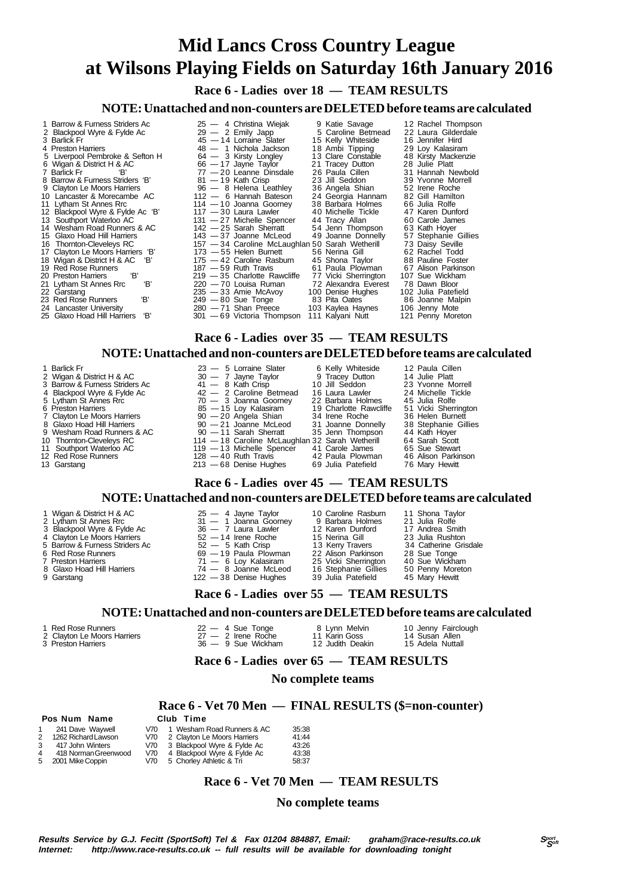# Mid Lancs Cross Country League at Wilsons Playing Fields on Saturday 16th January 2016

## Race 6 - Ladies over 18 — TEAM RESULTS

### NOTE: Unattached and non-counters are DELETED before teams are calculated

| Pos | Team | Points | | | |
|---|---|---|---|---|---|
| 1 | Barrow & Furness Striders Ac | 25 — | 4 Christina Wiejak | 9 Katie Savage | 12 Rachel Thompson |
| 2 | Blackpool Wyre & Fylde Ac | 29 — | 2 Emily Japp | 5 Caroline Betmead | 22 Laura Gilderdale |
| 3 | Barlick Fr | 45 — | 14 Lorraine Slater | 15 Kelly Whiteside | 16 Jennifer Hird |
| 4 | Preston Harriers | 48 — | 1 Nichola Jackson | 18 Ambi Tipping | 29 Loy Kalasiram |
| 5 | Liverpool Pembroke & Sefton H | 64 — | 3 Kirsty Longley | 13 Clare Constable | 48 Kirsty Mackenzie |
| 6 | Wigan & District H & AC | 66 — | 17 Jayne Taylor | 21 Tracey Dutton | 28 Julie Platt |
| 7 | Barlick Fr 'B' | 77 — | 20 Leanne Dinsdale | 26 Paula Cillen | 31 Hannah Newbold |
| 8 | Barrow & Furness Striders 'B' | 81 — | 19 Kath Crisp | 23 Jill Seddon | 39 Yvonne Morrell |
| 9 | Clayton Le Moors Harriers | 96 — | 8 Helena Leathley | 36 Angela Shian | 52 Irene Roche |
| 10 | Lancaster & Morecambe AC | 112 — | 6 Hannah Bateson | 24 Georgia Hannam | 82 Gill Hamilton |
| 11 | Lytham St Annes Rrc | 114 — | 10 Joanna Goorney | 38 Barbara Holmes | 66 Julia Rolfe |
| 12 | Blackpool Wyre & Fylde Ac 'B' | 117 — | 30 Laura Lawler | 40 Michelle Tickle | 47 Karen Dunford |
| 13 | Southport Waterloo AC | 131 — | 27 Michelle Spencer | 44 Tracy Allan | 60 Carole James |
| 14 | Wesham Road Runners & AC | 142 — | 25 Sarah Sherratt | 54 Jenn Thompson | 63 Kath Hoyer |
| 15 | Glaxo Hoad Hill Harriers | 143 — | 37 Joanne McLeod | 49 Joanne Donnelly | 57 Stephanie Gillies |
| 16 | Thornton-Cleveleys RC | 157 — | 34 Caroline McLaughlan | 50 Sarah Wetherill | 73 Daisy Seville |
| 17 | Clayton Le Moors Harriers 'B' | 173 — | 55 Helen Burnett | 56 Nerina Gill | 62 Rachel Todd |
| 18 | Wigan & District H & AC 'B' | 175 — | 42 Caroline Rasburn | 45 Shona Taylor | 88 Pauline Foster |
| 19 | Red Rose Runners | 187 — | 59 Ruth Travis | 61 Paula Plowman | 67 Alison Parkinson |
| 20 | Preston Harriers 'B' | 219 — | 35 Charlotte Rawcliffe | 77 Vicki Sherrington | 107 Sue Wickham |
| 21 | Lytham St Annes Rrc 'B' | 220 — | 70 Louisa Ruman | 72 Alexandra Everest | 78 Dawn Bloor |
| 22 | Garstang | 235 — | 33 Amie McAvoy | 100 Denise Hughes | 102 Julia Patefield |
| 23 | Red Rose Runners 'B' | 249 — | 80 Sue Tonge | 83 Pita Oates | 86 Joanne Malpin |
| 24 | Lancaster University | 280 — | 71 Shan Preece | 103 Kaylea Haynes | 106 Jenny Mote |
| 25 | Glaxo Hoad Hill Harriers 'B' | 301 — | 69 Victoria Thompson | 111 Kalyani Nutt | 121 Penny Moreton |

## Race 6 - Ladies over 35 — TEAM RESULTS

### NOTE: Unattached and non-counters are DELETED before teams are calculated

| Pos | Team | Points | | | |
|---|---|---|---|---|---|
| 1 | Barlick Fr | 23 — | 5 Lorraine Slater | 6 Kelly Whiteside | 12 Paula Cillen |
| 2 | Wigan & District H & AC | 30 — | 7 Jayne Taylor | 9 Tracey Dutton | 14 Julie Platt |
| 3 | Barrow & Furness Striders Ac | 41 — | 8 Kath Crisp | 10 Jill Seddon | 23 Yvonne Morrell |
| 4 | Blackpool Wyre & Fylde Ac | 42 — | 2 Caroline Betmead | 16 Laura Lawler | 24 Michelle Tickle |
| 5 | Lytham St Annes Rrc | 70 — | 3 Joanna Goorney | 22 Barbara Holmes | 45 Julia Rolfe |
| 6 | Preston Harriers | 85 — | 15 Loy Kalasiram | 19 Charlotte Rawcliffe | 51 Vicki Sherrington |
| 7 | Clayton Le Moors Harriers | 90 — | 20 Angela Shian | 34 Irene Roche | 36 Helen Burnett |
| 8 | Glaxo Hoad Hill Harriers | 90 — | 21 Joanne McLeod | 31 Joanne Donnelly | 38 Stephanie Gillies |
| 9 | Wesham Road Runners & AC | 90 — | 11 Sarah Sherratt | 35 Jenn Thompson | 44 Kath Hoyer |
| 10 | Thornton-Cleveleys RC | 114 — | 18 Caroline McLaughlan | 32 Sarah Wetherill | 64 Sarah Scott |
| 11 | Southport Waterloo AC | 119 — | 13 Michelle Spencer | 41 Carole James | 65 Sue Stewart |
| 12 | Red Rose Runners | 128 — | 40 Ruth Travis | 42 Paula Plowman | 46 Alison Parkinson |
| 13 | Garstang | 213 — | 68 Denise Hughes | 69 Julia Patefield | 76 Mary Hewitt |

## Race 6 - Ladies over 45 — TEAM RESULTS

### NOTE: Unattached and non-counters are DELETED before teams are calculated

| Pos | Team | Points | | | |
|---|---|---|---|---|---|
| 1 | Wigan & District H & AC | 25 — | 4 Jayne Taylor | 10 Caroline Rasburn | 11 Shona Taylor |
| 2 | Lytham St Annes Rrc | 31 — | 1 Joanna Goorney | 9 Barbara Holmes | 21 Julia Rolfe |
| 3 | Blackpool Wyre & Fylde Ac | 36 — | 7 Laura Lawler | 12 Karen Dunford | 17 Andrea Smith |
| 4 | Clayton Le Moors Harriers | 52 — | 14 Irene Roche | 15 Nerina Gill | 23 Julia Rushton |
| 5 | Barrow & Furness Striders Ac | 52 — | 5 Kath Crisp | 13 Kerry Travers | 34 Catherine Grisdale |
| 6 | Red Rose Runners | 69 — | 19 Paula Plowman | 22 Alison Parkinson | 28 Sue Tonge |
| 7 | Preston Harriers | 71 — | 6 Loy Kalasiram | 25 Vicki Sherrington | 40 Sue Wickham |
| 8 | Glaxo Hoad Hill Harriers | 74 — | 8 Joanne McLeod | 16 Stephanie Gillies | 50 Penny Moreton |
| 9 | Garstang | 122 — | 38 Denise Hughes | 39 Julia Patefield | 45 Mary Hewitt |

## Race 6 - Ladies over 55 — TEAM RESULTS

### NOTE: Unattached and non-counters are DELETED before teams are calculated

| Pos | Team | Points | | | |
|---|---|---|---|---|---|
| 1 | Red Rose Runners | 22 — | 4 Sue Tonge | 8 Lynn Melvin | 10 Jenny Fairclough |
| 2 | Clayton Le Moors Harriers | 27 — | 2 Irene Roche | 11 Karin Goss | 14 Susan Allen |
| 3 | Preston Harriers | 36 — | 9 Sue Wickham | 12 Judith Deakin | 15 Adela Nuttall |

## Race 6 - Ladies over 65 — TEAM RESULTS

**No complete teams**

## Race 6 - Vet 70 Men — FINAL RESULTS ($=non-counter)

| Pos | Num | Name | | Club | Time |
|---|---|---|---|---|---|
| 1 | 241 | Dave Waywell | V70 | 1 Wesham Road Runners & AC | 35:38 |
| 2 | 1262 | Richard Lawson | V70 | 2 Clayton Le Moors Harriers | 41:44 |
| 3 | 417 | John Winters | V70 | 3 Blackpool Wyre & Fylde Ac | 43:26 |
| 4 | 418 | Norman Greenwood | V70 | 4 Blackpool Wyre & Fylde Ac | 43:38 |
| 5 | 2001 | Mike Coppin | V70 | 5 Chorley Athletic & Tri | 58:37 |

## Race 6 - Vet 70 Men — TEAM RESULTS

**No complete teams**

*Results Service by G.J. Fecitt (SportSoft) Tel & Fax 01204 884887, Email: graham@race-results.co.uk*
*Internet: http://www.race-results.co.uk -- full results will be available for downloading tonight*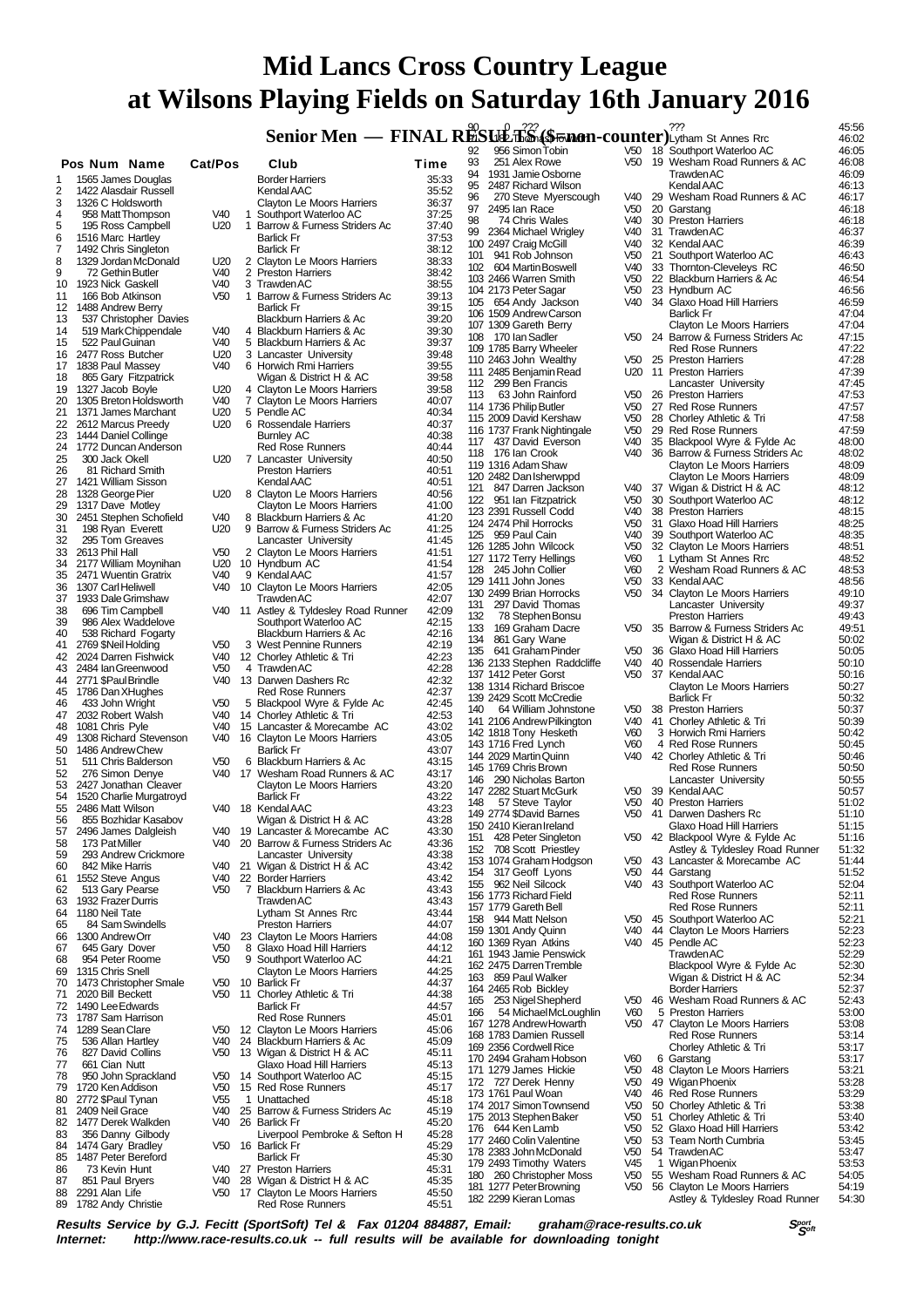# Mid Lancs Cross Country League
# at Wilsons Playing Fields on Saturday 16th January 2016

## Senior Men — FINAL RESULTS ($=non-counter)

| Pos | Num | Name | Cat/Pos | | Club | Time |
|---|---|---|---|---|---|---|
| 1 | 1565 | James Douglas | | | Border Harriers | 35:33 |
| 2 | 1422 | Alasdair Russell | | | Kendal AAC | 35:52 |
| 3 | 1326 | C Holdsworth | | | Clayton Le Moors Harriers | 36:37 |
| 4 | 958 | Matt Thompson | V40 | 1 | Southport Waterloo AC | 37:25 |
| 5 | 195 | Ross Campbell | U20 | 1 | Barrow & Furness Striders Ac | 37:40 |
| 6 | 1516 | Marc Hartley | | | Barlick Fr | 37:53 |
| 7 | 1492 | Chris Singleton | | | Barlick Fr | 38:12 |
| 8 | 1329 | Jordan McDonald | U20 | 2 | Clayton Le Moors Harriers | 38:33 |
| 9 | 72 | Gethin Butler | V40 | 2 | Preston Harriers | 38:42 |
| 10 | 1923 | Nick Gaskell | V40 | 3 | Trawden AC | 38:55 |
| 11 | 166 | Bob Atkinson | V50 | 1 | Barrow & Furness Striders Ac | 39:13 |
| 12 | 1488 | Andrew Berry | | | Barlick Fr | 39:15 |
| 13 | 537 | Christopher Davies | | | Blackburn Harriers & Ac | 39:20 |
| 14 | 519 | Mark Chippendale | V40 | 4 | Blackburn Harriers & Ac | 39:30 |
| 15 | 522 | Paul Guinan | V40 | 5 | Blackburn Harriers & Ac | 39:37 |
| 16 | 2477 | Ross Butcher | U20 | 3 | Lancaster University | 39:48 |
| 17 | 1838 | Paul Massey | V40 | 6 | Horwich Rmi Harriers | 39:55 |
| 18 | 865 | Gary Fitzpatrick | | | Wigan & District H & AC | 39:58 |
| 19 | 1327 | Jacob Boyle | U20 | 4 | Clayton Le Moors Harriers | 39:58 |
| 20 | 1305 | Breton Holdsworth | V40 | 7 | Clayton Le Moors Harriers | 40:07 |
| 21 | 1371 | James Marchant | U20 | 5 | Pendle AC | 40:34 |
| 22 | 2612 | Marcus Preedy | U20 | 6 | Rossendale Harriers | 40:37 |
| 23 | 1444 | Daniel Collinge | | | Burnley AC | 40:38 |
| 24 | 1772 | Duncan Anderson | | | Red Rose Runners | 40:44 |
| 25 | 300 | Jack Okell | U20 | 7 | Lancaster University | 40:50 |
| 26 | 81 | Richard Smith | | | Preston Harriers | 40:51 |
| 27 | 1421 | William Sisson | | | Kendal AAC | 40:51 |
| 28 | 1328 | George Pier | U20 | 8 | Clayton Le Moors Harriers | 40:56 |
| 29 | 1317 | Dave Motley | | | Clayton Le Moors Harriers | 41:00 |
| 30 | 2451 | Stephen Schofield | V40 | 8 | Blackburn Harriers & Ac | 41:20 |
| 31 | 198 | Ryan Everett | U20 | 9 | Barrow & Furness Striders Ac | 41:25 |
| 32 | 295 | Tom Greaves | | | Lancaster University | 41:45 |
| 33 | 2613 | Phil Hall | V50 | 2 | Clayton Le Moors Harriers | 41:51 |
| 34 | 2177 | William Moynihan | U20 | 10 | Hyndburn AC | 41:54 |
| 35 | 2471 | Wuentin Gratrix | V40 | 9 | Kendal AAC | 41:57 |
| 36 | 1307 | Carl Heliwell | V40 | 10 | Clayton Le Moors Harriers | 42:05 |
| 37 | 1933 | Dale Grimshaw | | | Trawden AC | 42:07 |
| 38 | 696 | Tim Campbell | V40 | 11 | Astley & Tyldesley Road Runner | 42:09 |
| 39 | 986 | Alex Waddelove | | | Southport Waterloo AC | 42:15 |
| 40 | 538 | Richard Fogarty | | | Blackburn Harriers & Ac | 42:16 |
| 41 | 2769 | $Neil Holding | V50 | 3 | West Pennine Runners | 42:19 |
| 42 | 2024 | Darren Fishwick | V40 | 12 | Chorley Athletic & Tri | 42:23 |
| 43 | 2484 | Ian Greenwood | V50 | 4 | Trawden AC | 42:28 |
| 44 | 2771 | $Paul Brindle | V40 | 13 | Darwen Dashers Rc | 42:32 |
| 45 | 1786 | Dan X Hughes | | | Red Rose Runners | 42:37 |
| 46 | 433 | John Wright | V50 | 5 | Blackpool Wyre & Fylde Ac | 42:45 |
| 47 | 2032 | Robert Walsh | V40 | 14 | Chorley Athletic & Tri | 42:53 |
| 48 | 1081 | Chris Pyle | V40 | 15 | Lancaster & Morecambe AC | 43:02 |
| 49 | 1308 | Richard Stevenson | V40 | 16 | Clayton Le Moors Harriers | 43:05 |
| 50 | 1486 | Andrew Chew | | | Barlick Fr | 43:07 |
| 51 | 511 | Chris Balderson | V50 | 6 | Blackburn Harriers & Ac | 43:15 |
| 52 | 276 | Simon Denye | V40 | 17 | Wesham Road Runners & AC | 43:17 |
| 53 | 2427 | Jonathan Cleaver | | | Clayton Le Moors Harriers | 43:20 |
| 54 | 1520 | Charlie Murgatroyd | | | Barlick Fr | 43:22 |
| 55 | 2486 | Matt Wilson | V40 | 18 | Kendal AAC | 43:23 |
| 56 | 855 | Bozhidar Kasabov | | | Wigan & District H & AC | 43:28 |
| 57 | 2496 | James Dalgleish | V40 | 19 | Lancaster & Morecambe AC | 43:30 |
| 58 | 173 | Pat Miller | V40 | 20 | Barrow & Furness Striders Ac | 43:36 |
| 59 | 293 | Andrew Crickmore | | | Lancaster University | 43:38 |
| 60 | 842 | Mike Harris | V40 | 21 | Wigan & District H & AC | 43:42 |
| 61 | 1552 | Steve Angus | V40 | 22 | Border Harriers | 43:42 |
| 62 | 513 | Gary Pearse | V50 | 7 | Blackburn Harriers & Ac | 43:43 |
| 63 | 1932 | Frazer Durris | | | Trawden AC | 43:43 |
| 64 | 1180 | Neil Tate | | | Lytham St Annes Rrc | 43:44 |
| 65 | 84 | Sam Swindells | | | Preston Harriers | 44:07 |
| 66 | 1300 | Andrew Orr | V40 | 23 | Clayton Le Moors Harriers | 44:08 |
| 67 | 645 | Gary Dover | V50 | 8 | Glaxo Hoad Hill Harriers | 44:12 |
| 68 | 954 | Peter Roome | V50 | 9 | Southport Waterloo AC | 44:21 |
| 69 | 1315 | Chris Snell | | | Clayton Le Moors Harriers | 44:25 |
| 70 | 1473 | Christopher Smale | V50 | 10 | Barlick Fr | 44:37 |
| 71 | 2020 | Bill Beckett | V50 | 11 | Chorley Athletic & Tri | 44:38 |
| 72 | 1490 | Lee Edwards | | | Barlick Fr | 44:57 |
| 73 | 1787 | Sam Harrison | | | Red Rose Runners | 45:01 |
| 74 | 1289 | Sean Clare | V50 | 12 | Clayton Le Moors Harriers | 45:06 |
| 75 | 536 | Allan Hartley | V40 | 24 | Blackburn Harriers & Ac | 45:09 |
| 76 | 827 | David Collins | V50 | 13 | Wigan & District H & AC | 45:11 |
| 77 | 661 | Cian Nutt | | | Glaxo Hoad Hill Harriers | 45:13 |
| 78 | 950 | John Sprackland | V50 | 14 | Southport Waterloo AC | 45:15 |
| 79 | 1720 | Ken Addison | V50 | 15 | Red Rose Runners | 45:17 |
| 80 | 2772 | $Paul Tynan | V55 | 1 | Unattached | 45:18 |
| 81 | 2409 | Neil Grace | V40 | 25 | Barrow & Furness Striders Ac | 45:19 |
| 82 | 1477 | Derek Walkden | V40 | 26 | Barlick Fr | 45:20 |
| 83 | 356 | Danny Gilbody | | | Liverpool Pembroke & Sefton H | 45:28 |
| 84 | 1474 | Gary Bradley | V50 | 16 | Barlick Fr | 45:29 |
| 85 | 1487 | Peter Bereford | | | Barlick Fr | 45:30 |
| 86 | 73 | Kevin Hunt | V40 | 27 | Preston Harriers | 45:31 |
| 87 | 851 | Paul Bryers | V40 | 28 | Wigan & District H & AC | 45:35 |
| 88 | 2291 | Alan Life | V50 | 17 | Clayton Le Moors Harriers | 45:50 |
| 89 | 1782 | Andy Christie | | | Red Rose Runners | 45:51 |
| 90 | 0 | ??? | | | ??? | 45:56 |
| 91 | 1183 | Thomas Towle | | | Lytham St Annes Rrc | 46:02 |
| 92 | 956 | Simon Tobin | V50 | 18 | Southport Waterloo AC | 46:05 |
| 93 | 251 | Alex Rowe | V50 | 19 | Wesham Road Runners & AC | 46:08 |
| 94 | 1931 | Jamie Osborne | | | Trawden AC | 46:09 |
| 95 | 2487 | Richard Wilson | | | Kendal AAC | 46:13 |
| 96 | 270 | Steve Myerscough | V40 | 29 | Wesham Road Runners & AC | 46:17 |
| 97 | 2495 | Ian Race | V50 | 20 | Garstang | 46:18 |
| 98 | 74 | Chris Wales | V40 | 30 | Preston Harriers | 46:18 |
| 99 | 2364 | Michael Wrigley | V40 | 31 | Trawden AC | 46:37 |
| 100 | 2497 | Craig McGill | V40 | 32 | Kendal AAC | 46:39 |
| 101 | 941 | Rob Johnson | V50 | 21 | Southport Waterloo AC | 46:43 |
| 102 | 604 | Martin Boswell | V40 | 33 | Thornton-Cleveleys RC | 46:50 |
| 103 | 2466 | Warren Smith | V50 | 22 | Blackburn Harriers & Ac | 46:54 |
| 104 | 2173 | Peter Sagar | V50 | 23 | Hyndburn AC | 46:56 |
| 105 | 654 | Andy Jackson | V40 | 34 | Glaxo Hoad Hill Harriers | 46:59 |
| 106 | 1509 | Andrew Carson | | | Barlick Fr | 47:04 |
| 107 | 1309 | Gareth Berry | | | Clayton Le Moors Harriers | 47:04 |
| 108 | 170 | Ian Sadler | V50 | 24 | Barrow & Furness Striders Ac | 47:15 |
| 109 | 1785 | Barry Wheeler | | | Red Rose Runners | 47:22 |
| 110 | 2463 | John Wealthy | V50 | 25 | Preston Harriers | 47:28 |
| 111 | 2485 | Benjamin Read | U20 | 11 | Preston Harriers | 47:39 |
| 112 | 299 | Ben Francis | | | Lancaster University | 47:45 |
| 113 | 63 | John Rainford | V50 | 26 | Preston Harriers | 47:53 |
| 114 | 1736 | Philip Butler | V50 | 27 | Red Rose Runners | 47:57 |
| 115 | 2009 | David Kershaw | V50 | 28 | Chorley Athletic & Tri | 47:58 |
| 116 | 1737 | Frank Nightingale | V50 | 29 | Red Rose Runners | 47:59 |
| 117 | 437 | David Everson | V40 | 35 | Blackpool Wyre & Fylde Ac | 48:00 |
| 118 | 176 | Ian Crook | V40 | 36 | Barrow & Furness Striders Ac | 48:02 |
| 119 | 1316 | Adam Shaw | | | Clayton Le Moors Harriers | 48:09 |
| 120 | 2482 | Dan Isherwppd | | | Clayton Le Moors Harriers | 48:09 |
| 121 | 847 | Darren Jackson | V40 | 37 | Wigan & District H & AC | 48:12 |
| 122 | 951 | Ian Fitzpatrick | V50 | 30 | Southport Waterloo AC | 48:12 |
| 123 | 2391 | Russell Codd | V40 | 38 | Preston Harriers | 48:15 |
| 124 | 2474 | Phil Horrocks | V50 | 31 | Glaxo Hoad Hill Harriers | 48:25 |
| 125 | 959 | Paul Cain | V40 | 39 | Southport Waterloo AC | 48:35 |
| 126 | 1285 | John Wilcock | V50 | 32 | Clayton Le Moors Harriers | 48:51 |
| 127 | 1172 | Terry Hellings | V60 | 1 | Lytham St Annes Rrc | 48:52 |
| 128 | 245 | John Collier | V60 | 2 | Wesham Road Runners & AC | 48:53 |
| 129 | 1411 | John Jones | V50 | 33 | Kendal AAC | 48:56 |
| 130 | 2499 | Brian Horrocks | V50 | 34 | Clayton Le Moors Harriers | 49:10 |
| 131 | 297 | David Thomas | | | Lancaster University | 49:37 |
| 132 | 78 | Stephen Bonsu | | | Preston Harriers | 49:43 |
| 133 | 169 | Graham Dacre | V50 | 35 | Barrow & Furness Striders Ac | 49:51 |
| 134 | 861 | Gary Wane | | | Wigan & District H & AC | 50:02 |
| 135 | 641 | Graham Pinder | V50 | 36 | Glaxo Hoad Hill Harriers | 50:05 |
| 136 | 2133 | Stephen Raddcliffe | V40 | 40 | Rossendale Harriers | 50:10 |
| 137 | 1412 | Peter Gorst | V50 | 37 | Kendal AAC | 50:16 |
| 138 | 1314 | Richard Briscoe | | | Clayton Le Moors Harriers | 50:27 |
| 139 | 2429 | Scott McCredie | | | Barlick Fr | 50:32 |
| 140 | 64 | William Johnstone | V50 | 38 | Preston Harriers | 50:37 |
| 141 | 2106 | Andrew Pilkington | V40 | 41 | Chorley Athletic & Tri | 50:39 |
| 142 | 1818 | Tony Hesketh | V60 | 3 | Horwich Rmi Harriers | 50:42 |
| 143 | 1716 | Fred Lynch | V60 | 4 | Red Rose Runners | 50:45 |
| 144 | 2029 | Martin Quinn | V40 | 42 | Chorley Athletic & Tri | 50:46 |
| 145 | 1769 | Chris Brown | | | Red Rose Runners | 50:50 |
| 146 | 290 | Nicholas Barton | | | Lancaster University | 50:55 |
| 147 | 2282 | Stuart McGurk | V50 | 39 | Kendal AAC | 50:57 |
| 148 | 57 | Steve Taylor | V50 | 40 | Preston Harriers | 51:02 |
| 149 | 2774 | $David Barnes | V50 | 41 | Darwen Dashers Rc | 51:10 |
| 150 | 2410 | Kieran Ireland | | | Glaxo Hoad Hill Harriers | 51:15 |
| 151 | 428 | Peter Singleton | V50 | 42 | Blackpool Wyre & Fylde Ac | 51:16 |
| 152 | 708 | Scott Priestley | | | Astley & Tyldesley Road Runner | 51:32 |
| 153 | 1074 | Graham Hodgson | V50 | 43 | Lancaster & Morecambe AC | 51:44 |
| 154 | 317 | Geoff Lyons | V50 | 44 | Garstang | 51:52 |
| 155 | 962 | Neil Silcock | V40 | 43 | Southport Waterloo AC | 52:04 |
| 156 | 1773 | Richard Field | | | Red Rose Runners | 52:11 |
| 157 | 1779 | Gareth Bell | | | Red Rose Runners | 52:11 |
| 158 | 944 | Matt Nelson | V50 | 45 | Southport Waterloo AC | 52:21 |
| 159 | 1301 | Andy Quinn | V40 | 44 | Clayton Le Moors Harriers | 52:23 |
| 160 | 1369 | Ryan Atkins | V40 | 45 | Pendle AC | 52:23 |
| 161 | 1943 | Jamie Penswick | | | Trawden AC | 52:29 |
| 162 | 2475 | Darren Tremble | | | Blackpool Wyre & Fylde Ac | 52:30 |
| 163 | 859 | Paul Walker | | | Wigan & District H & AC | 52:34 |
| 164 | 2465 | Rob Bickley | | | Border Harriers | 52:37 |
| 165 | 253 | Nigel Shepherd | V50 | 46 | Wesham Road Runners & AC | 52:43 |
| 166 | 54 | Michael McLoughlin | V60 | 5 | Preston Harriers | 53:00 |
| 167 | 1278 | Andrew Howarth | V50 | 47 | Clayton Le Moors Harriers | 53:08 |
| 168 | 1783 | Damien Russell | | | Red Rose Runners | 53:14 |
| 169 | 2356 | Cordwell Rice | | | Chorley Athletic & Tri | 53:17 |
| 170 | 2494 | Graham Hobson | V60 | 6 | Garstang | 53:17 |
| 171 | 1279 | James Hickie | V50 | 48 | Clayton Le Moors Harriers | 53:21 |
| 172 | 727 | Derek Henny | V50 | 49 | Wigan Phoenix | 53:28 |
| 173 | 1761 | Paul Woan | V40 | 46 | Red Rose Runners | 53:29 |
| 174 | 2017 | Simon Townsend | V50 | 50 | Chorley Athletic & Tri | 53:38 |
| 175 | 2013 | Stephen Baker | V50 | 51 | Chorley Athletic & Tri | 53:40 |
| 176 | 644 | Ken Lamb | V50 | 52 | Glaxo Hoad Hill Harriers | 53:42 |
| 177 | 2460 | Colin Valentine | V50 | 53 | Team North Cumbria | 53:45 |
| 178 | 2383 | John McDonald | V50 | 54 | Trawden AC | 53:47 |
| 179 | 2493 | Timothy Waters | V45 | 1 | Wigan Phoenix | 53:53 |
| 180 | 260 | Christopher Moss | V50 | 55 | Wesham Road Runners & AC | 54:05 |
| 181 | 1277 | Peter Browning | V50 | 56 | Clayton Le Moors Harriers | 54:19 |
| 182 | 2299 | Kieran Lomas | | | Astley & Tyldesley Road Runner | 54:30 |

**Results Service by G.J. Fecitt (SportSoft) Tel & Fax 01204 884887, Email: graham@race-results.co.uk**
**Internet: http://www.race-results.co.uk -- full results will be available for downloading tonight**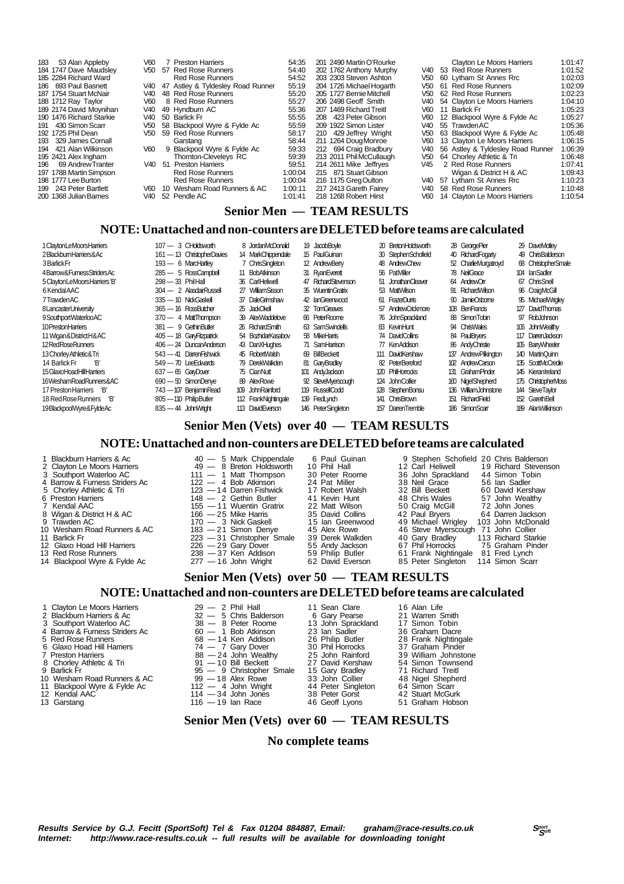| | | | | | |
|---|---|---|---|---|---|
| 183 53 Alan Appleby | V60 | 7 Preston Harriers | 54:35 | | |
| 184 1747 Dave Maudsley | V50 | 57 Red Rose Runners | 54:40 | | |
| 185 2284 Richard Ward | | Red Rose Runners | 54:52 | | |
| 186 693 Paul Basnett | V40 | 47 Astley & Tyldesley Road Runner | 55:19 | | |
| 187 1754 Stuart McNair | V40 | 48 Red Rose Runners | 55:20 | | |
| 188 1712 Ray Taylor | V60 | 8 Red Rose Runners | 55:27 | | |
| 189 2174 David Moynihan | V40 | 49 Hyndburn AC | 55:36 | | |
| 190 1476 Richard Starkie | V40 | 50 Barlick Fr | 55:55 | | |
| 191 430 Simon Scarr | V50 | 58 Blackpool Wyre & Fylde Ac | 55:59 | | |
| 192 1725 Phil Dean | V50 | 59 Red Rose Runners | 58:17 | | |
| 193 329 James Cornall | | Garstang | 58:44 | | |
| 194 421 Alan Wilkinson | V60 | 9 Blackpool Wyre & Fylde Ac | 59:33 | | |
| 195 2421 Alex Ingham | | Thornton-Cleveleys RC | 59:39 | | |
| 196 69 Andrew Tranter | V40 | 51 Preston Harriers | 59:51 | | |
| 197 1788 Martin Simpson | | Red Rose Runners | 1:00:04 | | |
| 198 1777 Lee Burton | | Red Rose Runners | 1:00:04 | | |
| 199 243 Peter Bartlett | V60 | 10 Wesham Road Runners & AC | 1:00:11 | | |
| 200 1368 Julian Barnes | V40 | 52 Pendle AC | 1:01:41 | | |
| 201 2490 Martin O'Rourke | | Clayton Le Moors Harriers | 1:01:47 | | |
| 202 1762 Anthony Murphy | V40 | 53 Red Rose Runners | 1:01:52 | | |
| 203 2303 Steven Ashton | V50 | 60 Lytham St Annes Rrc | 1:02:03 | | |
| 204 1726 Michael Hogarth | V50 | 61 Red Rose Runners | 1:02:09 | | |
| 205 1727 Bernie Mitchell | V50 | 62 Red Rose Runners | 1:02:23 | | |
| 206 2498 Geoff Smith | V40 | 54 Clayton Le Moors Harriers | 1:04:10 | | |
| 207 1469 Richard Treitl | V60 | 11 Barlick Fr | 1:05:23 | | |
| 208 423 Peter Gibson | V60 | 12 Blackpool Wyre & Fylde Ac | 1:05:27 | | |
| 209 1922 Simon Lister | V40 | 55 Trawden AC | 1:05:36 | | |
| 210 429 Jeffrey Wright | V50 | 63 Blackpool Wyre & Fylde Ac | 1:05:48 | | |
| 211 1264 Doug Monroe | V60 | 13 Clayton Le Moors Harriers | 1:06:15 | | |
| 212 694 Craig Bradbury | V40 | 56 Astley & Tyldesley Road Runner | 1:06:39 | | |
| 213 2011 Phil McCullaugh | V50 | 64 Chorley Athletic & Tri | 1:06:48 | | |
| 214 2611 Mike Jeffryes | V45 | 2 Red Rose Runners | 1:07:41 | | |
| 215 871 Stuart Gibson | | Wigan & District H & AC | 1:09:43 | | |
| 216 1175 Greg Oulton | V40 | 57 Lytham St Annes Rrc | 1:10:23 | | |
| 217 2413 Gareth Fairey | V40 | 58 Red Rose Runners | 1:10:48 | | |
| 218 1268 Robert Hirst | V60 | 14 Clayton Le Moors Harriers | 1:10:54 | | |

## Senior Men — TEAM RESULTS

### NOTE: Unattached and non-counters are DELETED before teams are calculated

| | | | | | | | |
|---|---|---|---|---|---|---|---|
| 1 Clayton Le Moors Harriers | 107 — 3 C Holdsworth | 8 Jordan McDonald | 19 Jacob Boyle | 20 Breton Holdsworth | 28 George Pier | 29 Dave Motley | |
| 2 Blackburn Harriers & Ac | 161 — 13 Christopher Davies | 14 Mark Chippendale | 15 Paul Guinan | 30 Stephen Schofield | 40 Richard Fogarty | 49 Chris Balderson | |
| 3 Barlick Fr | 193 — 6 Marc Hartley | 7 Chris Singleton | 12 Andrew Berry | 48 Andrew Chew | 52 Charlie Murgatroyd | 68 Christopher Smale | |
| 4 Barrow & Furness Striders Ac | 285 — 5 Ross Campbell | 11 Bob Atkinson | 31 Ryan Everett | 56 Pat Miller | 78 Neil Grace | 104 Ian Sadler | |
| 5 Clayton Le Moors Harriers 'B' | 298 — 33 Phil Hall | 36 Carl Heliwell | 47 Richard Stevenson | 51 Jonathan Cleaver | 64 Andrew Orr | 67 Chris Snell | |
| 6 Kendal AAC | 304 — 2 Alasdair Russell | 27 William Sisson | 35 Wuentin Gratrix | 53 Matt Wilson | 91 Richard Wilson | 96 Craig McGill | |
| 7 Trawden AC | 335 — 10 Nick Gaskell | 37 Dale Grimshaw | 42 Ian Greenwood | 61 Frazer Durris | 90 Jamie Osborne | 95 Michael Wrigley | |
| 8 Lancaster University | 365 — 16 Ross Butcher | 25 Jack Okell | 32 Tom Greaves | 57 Andrew Crickmore | 108 Ben Francis | 127 David Thomas | |
| 9 Southport Waterloo AC | 370 — 4 Matt Thompson | 39 Alex Waddelove | 66 Peter Roome | 76 John Sprackland | 88 Simon Tobin | 97 Rob Johnson | |
| 10 Preston Harriers | 381 — 9 Gethin Butler | 26 Richard Smith | 63 Sam Swindells | 83 Kevin Hunt | 94 Chris Wales | 106 John Wealthy | |
| 11 Wigan & District H & AC | 405 — 18 Gary Fitzpatrick | 54 Bozhidar Kasabov | 58 Mike Harris | 74 David Collins | 84 Paul Bryers | 117 Darren Jackson | |
| 12 Red Rose Runners | 406 — 24 Duncan Anderson | 43 Dan X Hughes | 71 Sam Harrison | 77 Ken Addison | 86 Andy Christie | 105 Barry Wheeler | |
| 13 Chorley Athletic & Tri | 543 — 41 Darren Fishwick | 45 Robert Walsh | 69 Bill Beckett | 111 David Kershaw | 137 Andrew Pilkington | 140 Martin Quinn | |
| 14 Barlick Fr 'B' | 549 — 70 Lee Edwards | 79 Derek Walkden | 81 Gary Bradley | 82 Peter Bereford | 102 Andrew Carson | 135 Scott McCredie | |
| 15 Glaxo Hoad Hill Harriers | 637 — 65 Gary Dover | 75 Cian Nutt | 101 Andy Jackson | 120 Phil Horrocks | 131 Graham Pinder | 145 Kieran Ireland | |
| 16 Wesham Road Runners & AC | 690 — 50 Simon Denye | 89 Alex Rowe | 92 Steve Myerscough | 124 John Collier | 160 Nigel Shepherd | 175 Christopher Moss | |
| 17 Preston Harriers 'B' | 743 — 107 Benjamin Read | 109 John Rainford | 119 Russell Codd | 128 Stephen Bonsu | 136 William Johnstone | 144 Steve Taylor | |
| 18 Red Rose Runners 'B' | 805 — 110 Philip Butler | 112 Frank Nightingale | 139 Fred Lynch | 141 Chris Brown | 151 Richard Field | 152 Gareth Bell | |
| 19 Blackpool Wyre & Fylde Ac | 835 — 44 John Wright | 113 David Everson | 146 Peter Singleton | 157 Darren Tremble | 186 Simon Scarr | 189 Alan Wilkinson | |

## Senior Men (Vets) over 40 — TEAM RESULTS

### NOTE: Unattached and non-counters are DELETED before teams are calculated

| | | | | |
|---|---|---|---|---|
| 1 Blackburn Harriers & Ac | 40 — 5 Mark Chippendale | 6 Paul Guinan | 9 Stephen Schofield | 20 Chris Balderson |
| 2 Clayton Le Moors Harriers | 49 — 8 Breton Holdsworth | 10 Phil Hall | 12 Carl Heliwell | 19 Richard Stevenson |
| 3 Southport Waterloo AC | 111 — 1 Matt Thompson | 30 Peter Roome | 36 John Sprackland | 44 Simon Tobin |
| 4 Barrow & Furness Striders Ac | 122 — 4 Bob Atkinson | 24 Pat Miller | 38 Neil Grace | 56 Ian Sadler |
| 5 Chorley Athletic & Tri | 123 — 14 Darren Fishwick | 17 Robert Walsh | 32 Bill Beckett | 60 David Kershaw |
| 6 Preston Harriers | 148 — 2 Gethin Butler | 41 Kevin Hunt | 48 Chris Wales | 57 John Wealthy |
| 7 Kendal AAC | 155 — 11 Wuentin Gratrix | 22 Matt Wilson | 50 Craig McGill | 72 John Jones |
| 8 Wigan & District H & AC | 166 — 25 Mike Harris | 35 David Collins | 42 Paul Bryers | 64 Darren Jackson |
| 9 Trawden AC | 170 — 3 Nick Gaskell | 15 Ian Greenwood | 49 Michael Wrigley | 103 John McDonald |
| 10 Wesham Road Runners & AC | 183 — 21 Simon Denye | 45 Alex Rowe | 46 Steve Myerscough | 71 John Collier |
| 11 Barlick Fr | 223 — 31 Christopher Smale | 39 Derek Walkden | 40 Gary Bradley | 113 Richard Starkie |
| 12 Glaxo Hoad Hill Harriers | 226 — 29 Gary Dover | 55 Andy Jackson | 67 Phil Horrocks | 75 Graham Pinder |
| 13 Red Rose Runners | 238 — 37 Ken Addison | 59 Philip Butler | 61 Frank Nightingale | 81 Fred Lynch |
| 14 Blackpool Wyre & Fylde Ac | 277 — 16 John Wright | 62 David Everson | 85 Peter Singleton | 114 Simon Scarr |

## Senior Men (Vets) over 50 — TEAM RESULTS

### NOTE: Unattached and non-counters are DELETED before teams are calculated

| | | | |
|---|---|---|---|
| 1 Clayton Le Moors Harriers | 29 — 2 Phil Hall | 11 Sean Clare | 16 Alan Life |
| 2 Blackburn Harriers & Ac | 32 — 5 Chris Balderson | 6 Gary Pearse | 21 Warren Smith |
| 3 Southport Waterloo AC | 38 — 8 Peter Roome | 13 John Sprackland | 17 Simon Tobin |
| 4 Barrow & Furness Striders Ac | 60 — 1 Bob Atkinson | 23 Ian Sadler | 36 Graham Dacre |
| 5 Red Rose Runners | 68 — 14 Ken Addison | 26 Philip Butler | 28 Frank Nightingale |
| 6 Glaxo Hoad Hill Harriers | 74 — 7 Gary Dover | 30 Phil Horrocks | 37 Graham Pinder |
| 7 Preston Harriers | 88 — 24 John Wealthy | 25 John Rainford | 39 William Johnstone |
| 8 Chorley Athletic & Tri | 91 — 10 Bill Beckett | 27 David Kershaw | 54 Simon Townsend |
| 9 Barlick Fr | 95 — 9 Christopher Smale | 15 Gary Bradley | 71 Richard Treitl |
| 10 Wesham Road Runners & AC | 99 — 18 Alex Rowe | 33 John Collier | 48 Nigel Shepherd |
| 11 Blackpool Wyre & Fylde Ac | 112 — 4 John Wright | 44 Peter Singleton | 64 Simon Scarr |
| 12 Kendal AAC | 114 — 34 John Jones | 38 Peter Gorst | 42 Stuart McGurk |
| 13 Garstang | 116 — 19 Ian Race | 46 Geoff Lyons | 51 Graham Hobson |

## Senior Men (Vets) over 60 — TEAM RESULTS

### No complete teams

***Results Service by G.J. Fecitt (SportSoft) Tel & Fax 01204 884887, Email: graham@race-results.co.uk***
***Internet: http://www.race-results.co.uk -- full results will be available for downloading tonight***